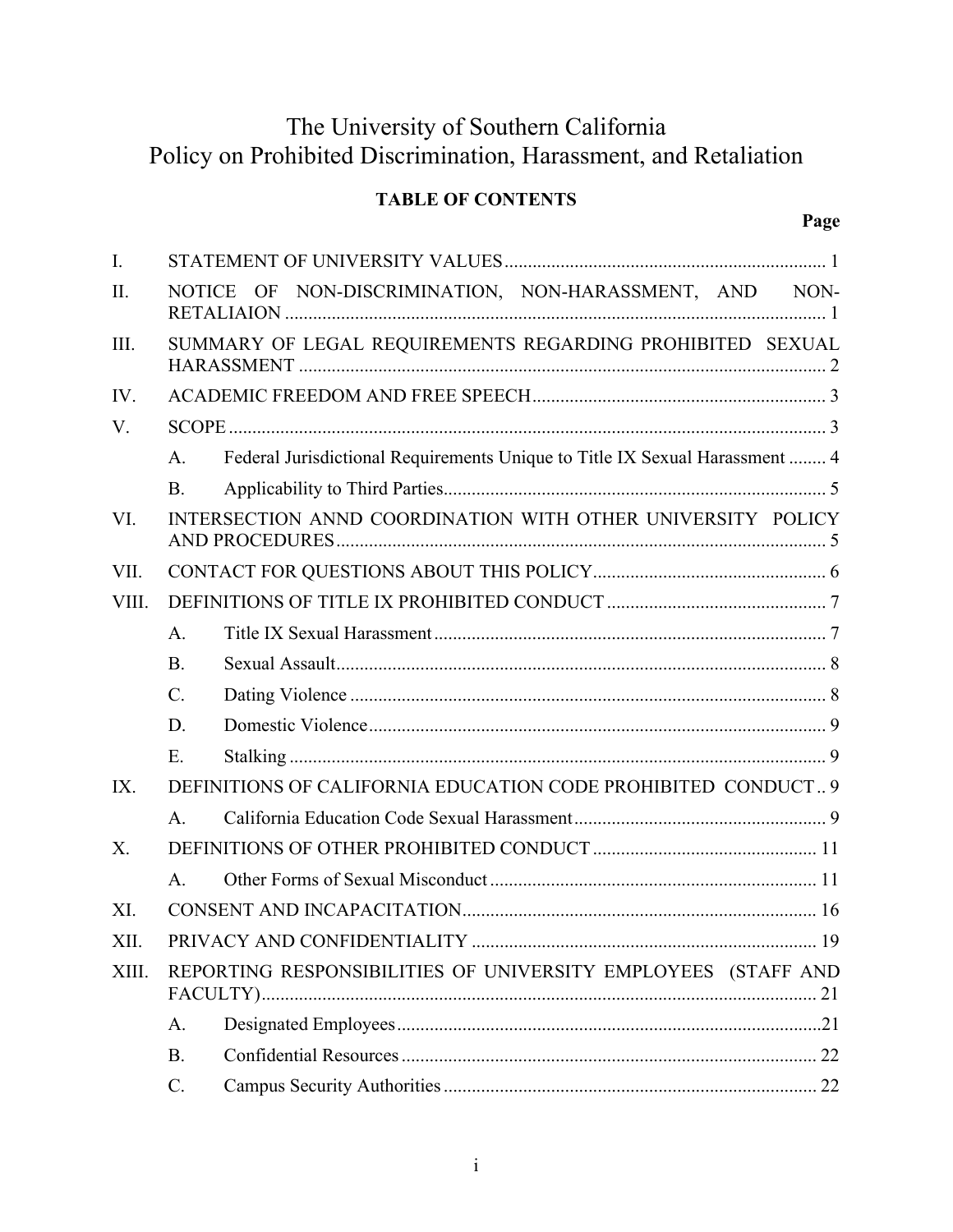# The University of Southern California
# Policy on Prohibited Discrimination, Harassment, and Retaliation

**TABLE OF CONTENTS**

| | | Page |
|---|---|---|
| I. | STATEMENT OF UNIVERSITY VALUES | 1 |
| II. | NOTICE OF NON-DISCRIMINATION, NON-HARASSMENT, AND NON-RETALIAION | 1 |
| III. | SUMMARY OF LEGAL REQUIREMENTS REGARDING PROHIBITED SEXUAL HARASSMENT | 2 |
| IV. | ACADEMIC FREEDOM AND FREE SPEECH | 3 |
| V. | SCOPE | 3 |
| | A. Federal Jurisdictional Requirements Unique to Title IX Sexual Harassment | 4 |
| | B. Applicability to Third Parties | 5 |
| VI. | INTERSECTION ANND COORDINATION WITH OTHER UNIVERSITY POLICY AND PROCEDURES | 5 |
| VII. | CONTACT FOR QUESTIONS ABOUT THIS POLICY | 6 |
| VIII. | DEFINITIONS OF TITLE IX PROHIBITED CONDUCT | 7 |
| | A. Title IX Sexual Harassment | 7 |
| | B. Sexual Assault | 8 |
| | C. Dating Violence | 8 |
| | D. Domestic Violence | 9 |
| | E. Stalking | 9 |
| IX. | DEFINITIONS OF CALIFORNIA EDUCATION CODE PROHIBITED CONDUCT | 9 |
| | A. California Education Code Sexual Harassment | 9 |
| X. | DEFINITIONS OF OTHER PROHIBITED CONDUCT | 11 |
| | A. Other Forms of Sexual Misconduct | 11 |
| XI. | CONSENT AND INCAPACITATION | 16 |
| XII. | PRIVACY AND CONFIDENTIALITY | 19 |
| XIII. | REPORTING RESPONSIBILITIES OF UNIVERSITY EMPLOYEES (STAFF AND FACULTY) | 21 |
| | A. Designated Employees | 21 |
| | B. Confidential Resources | 22 |
| | C. Campus Security Authorities | 22 |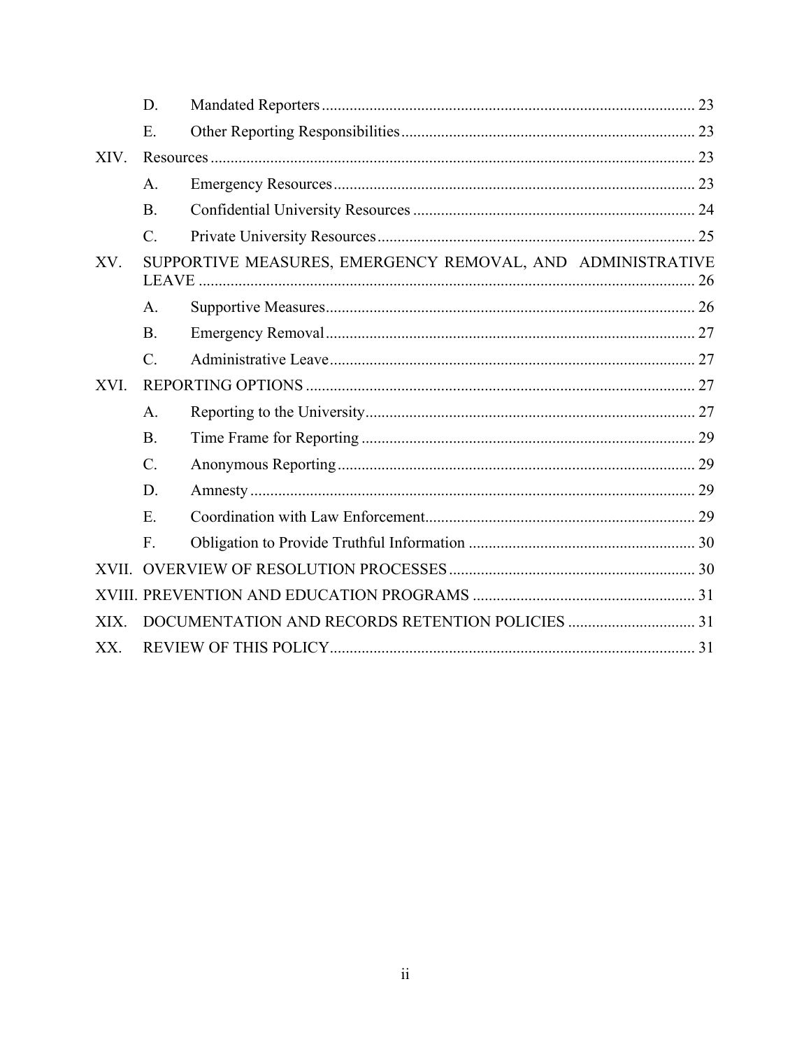| | | | |
|---|---|---|---|
| | D. | Mandated Reporters | 23 |
| | E. | Other Reporting Responsibilities | 23 |
| XIV. | Resources | | 23 |
| | A. | Emergency Resources | 23 |
| | B. | Confidential University Resources | 24 |
| | C. | Private University Resources | 25 |
| XV. | SUPPORTIVE MEASURES, EMERGENCY REMOVAL, AND ADMINISTRATIVE LEAVE | | 26 |
| | A. | Supportive Measures | 26 |
| | B. | Emergency Removal | 27 |
| | C. | Administrative Leave | 27 |
| XVI. | REPORTING OPTIONS | | 27 |
| | A. | Reporting to the University | 27 |
| | B. | Time Frame for Reporting | 29 |
| | C. | Anonymous Reporting | 29 |
| | D. | Amnesty | 29 |
| | E. | Coordination with Law Enforcement | 29 |
| | F. | Obligation to Provide Truthful Information | 30 |
| XVII. | OVERVIEW OF RESOLUTION PROCESSES | | 30 |
| XVIII. | PREVENTION AND EDUCATION PROGRAMS | | 31 |
| XIX. | DOCUMENTATION AND RECORDS RETENTION POLICIES | | 31 |
| XX. | REVIEW OF THIS POLICY | | 31 |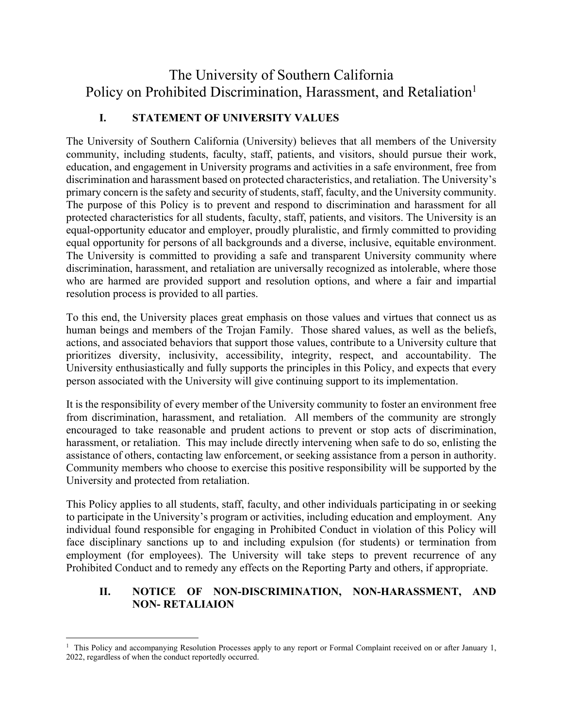# The University of Southern California
# Policy on Prohibited Discrimination, Harassment, and Retaliation[1]

## I. STATEMENT OF UNIVERSITY VALUES

The University of Southern California (University) believes that all members of the University community, including students, faculty, staff, patients, and visitors, should pursue their work, education, and engagement in University programs and activities in a safe environment, free from discrimination and harassment based on protected characteristics, and retaliation. The University's primary concern is the safety and security of students, staff, faculty, and the University community. The purpose of this Policy is to prevent and respond to discrimination and harassment for all protected characteristics for all students, faculty, staff, patients, and visitors. The University is an equal-opportunity educator and employer, proudly pluralistic, and firmly committed to providing equal opportunity for persons of all backgrounds and a diverse, inclusive, equitable environment. The University is committed to providing a safe and transparent University community where discrimination, harassment, and retaliation are universally recognized as intolerable, where those who are harmed are provided support and resolution options, and where a fair and impartial resolution process is provided to all parties.

To this end, the University places great emphasis on those values and virtues that connect us as human beings and members of the Trojan Family. Those shared values, as well as the beliefs, actions, and associated behaviors that support those values, contribute to a University culture that prioritizes diversity, inclusivity, accessibility, integrity, respect, and accountability. The University enthusiastically and fully supports the principles in this Policy, and expects that every person associated with the University will give continuing support to its implementation.

It is the responsibility of every member of the University community to foster an environment free from discrimination, harassment, and retaliation. All members of the community are strongly encouraged to take reasonable and prudent actions to prevent or stop acts of discrimination, harassment, or retaliation. This may include directly intervening when safe to do so, enlisting the assistance of others, contacting law enforcement, or seeking assistance from a person in authority. Community members who choose to exercise this positive responsibility will be supported by the University and protected from retaliation.

This Policy applies to all students, staff, faculty, and other individuals participating in or seeking to participate in the University's program or activities, including education and employment. Any individual found responsible for engaging in Prohibited Conduct in violation of this Policy will face disciplinary sanctions up to and including expulsion (for students) or termination from employment (for employees). The University will take steps to prevent recurrence of any Prohibited Conduct and to remedy any effects on the Reporting Party and others, if appropriate.

## II. NOTICE OF NON-DISCRIMINATION, NON-HARASSMENT, AND NON- RETALIAION

---

[1] This Policy and accompanying Resolution Processes apply to any report or Formal Complaint received on or after January 1, 2022, regardless of when the conduct reportedly occurred.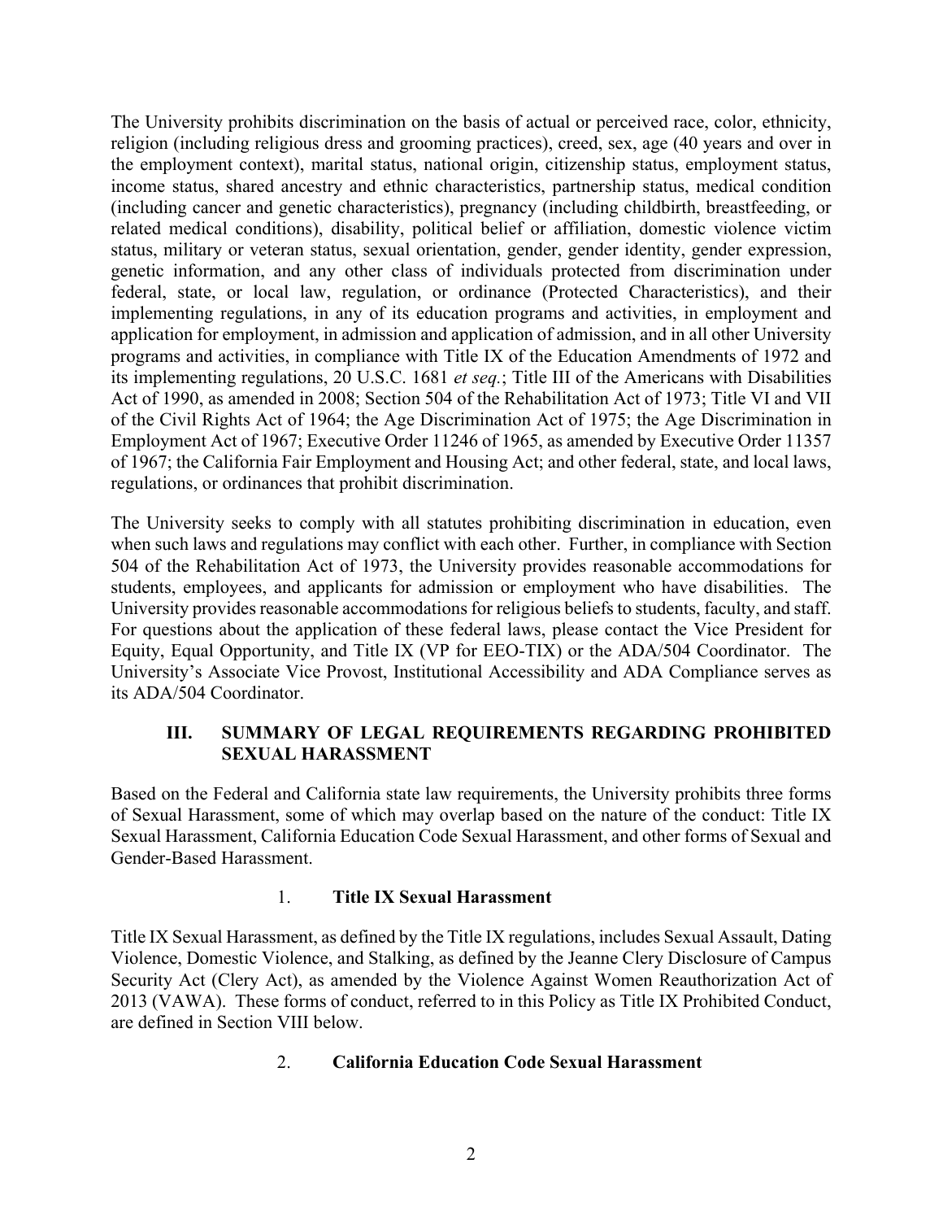The University prohibits discrimination on the basis of actual or perceived race, color, ethnicity, religion (including religious dress and grooming practices), creed, sex, age (40 years and over in the employment context), marital status, national origin, citizenship status, employment status, income status, shared ancestry and ethnic characteristics, partnership status, medical condition (including cancer and genetic characteristics), pregnancy (including childbirth, breastfeeding, or related medical conditions), disability, political belief or affiliation, domestic violence victim status, military or veteran status, sexual orientation, gender, gender identity, gender expression, genetic information, and any other class of individuals protected from discrimination under federal, state, or local law, regulation, or ordinance (Protected Characteristics), and their implementing regulations, in any of its education programs and activities, in employment and application for employment, in admission and application of admission, and in all other University programs and activities, in compliance with Title IX of the Education Amendments of 1972 and its implementing regulations, 20 U.S.C. 1681 *et seq.*; Title III of the Americans with Disabilities Act of 1990, as amended in 2008; Section 504 of the Rehabilitation Act of 1973; Title VI and VII of the Civil Rights Act of 1964; the Age Discrimination Act of 1975; the Age Discrimination in Employment Act of 1967; Executive Order 11246 of 1965, as amended by Executive Order 11357 of 1967; the California Fair Employment and Housing Act; and other federal, state, and local laws, regulations, or ordinances that prohibit discrimination.

The University seeks to comply with all statutes prohibiting discrimination in education, even when such laws and regulations may conflict with each other. Further, in compliance with Section 504 of the Rehabilitation Act of 1973, the University provides reasonable accommodations for students, employees, and applicants for admission or employment who have disabilities. The University provides reasonable accommodations for religious beliefs to students, faculty, and staff. For questions about the application of these federal laws, please contact the Vice President for Equity, Equal Opportunity, and Title IX (VP for EEO-TIX) or the ADA/504 Coordinator. The University's Associate Vice Provost, Institutional Accessibility and ADA Compliance serves as its ADA/504 Coordinator.

## III. SUMMARY OF LEGAL REQUIREMENTS REGARDING PROHIBITED SEXUAL HARASSMENT

Based on the Federal and California state law requirements, the University prohibits three forms of Sexual Harassment, some of which may overlap based on the nature of the conduct: Title IX Sexual Harassment, California Education Code Sexual Harassment, and other forms of Sexual and Gender-Based Harassment.

### 1. Title IX Sexual Harassment

Title IX Sexual Harassment, as defined by the Title IX regulations, includes Sexual Assault, Dating Violence, Domestic Violence, and Stalking, as defined by the Jeanne Clery Disclosure of Campus Security Act (Clery Act), as amended by the Violence Against Women Reauthorization Act of 2013 (VAWA). These forms of conduct, referred to in this Policy as Title IX Prohibited Conduct, are defined in Section VIII below.

### 2. California Education Code Sexual Harassment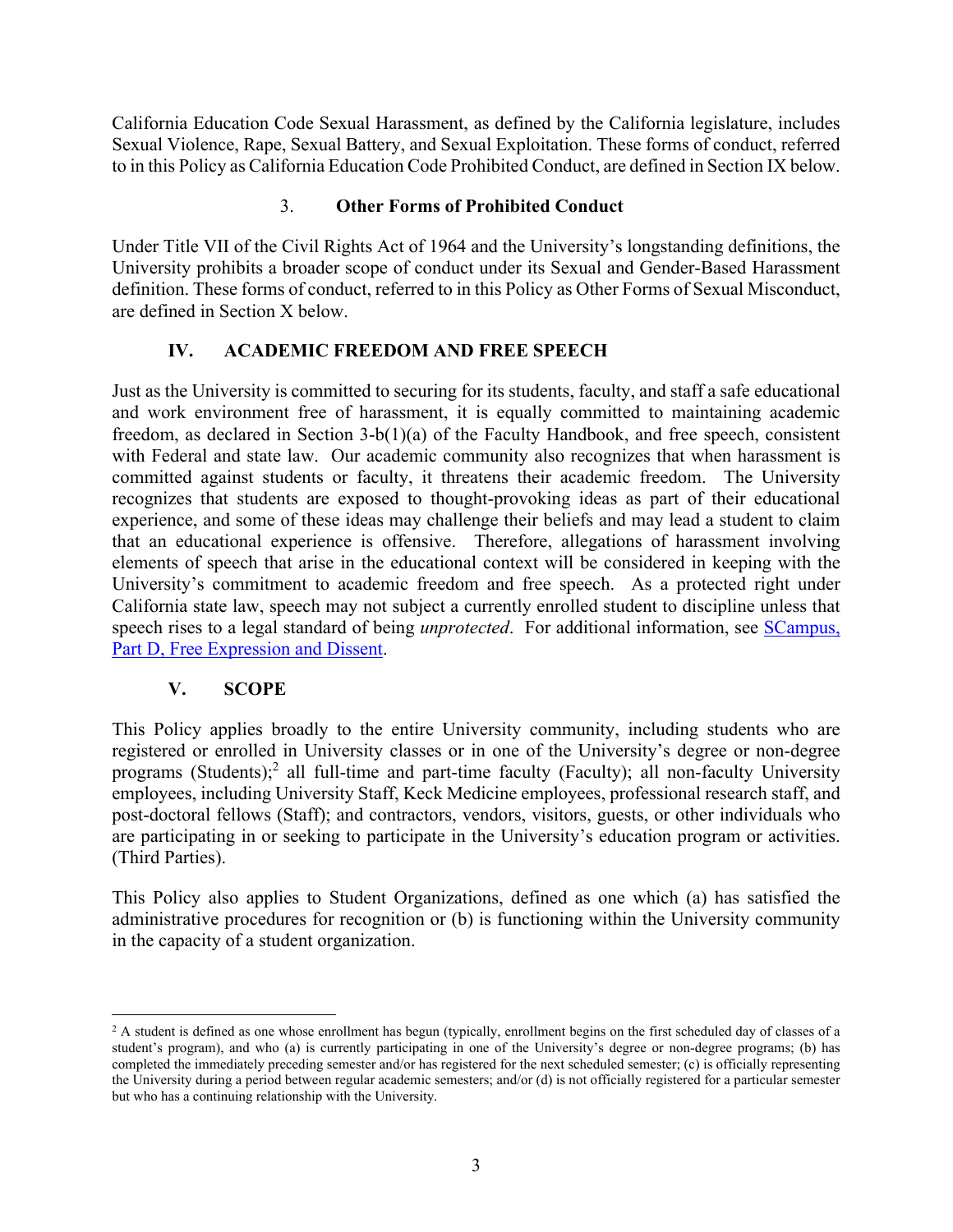California Education Code Sexual Harassment, as defined by the California legislature, includes Sexual Violence, Rape, Sexual Battery, and Sexual Exploitation. These forms of conduct, referred to in this Policy as California Education Code Prohibited Conduct, are defined in Section IX below.

### 3. Other Forms of Prohibited Conduct

Under Title VII of the Civil Rights Act of 1964 and the University's longstanding definitions, the University prohibits a broader scope of conduct under its Sexual and Gender-Based Harassment definition. These forms of conduct, referred to in this Policy as Other Forms of Sexual Misconduct, are defined in Section X below.

## IV. ACADEMIC FREEDOM AND FREE SPEECH

Just as the University is committed to securing for its students, faculty, and staff a safe educational and work environment free of harassment, it is equally committed to maintaining academic freedom, as declared in Section 3-b(1)(a) of the Faculty Handbook, and free speech, consistent with Federal and state law. Our academic community also recognizes that when harassment is committed against students or faculty, it threatens their academic freedom. The University recognizes that students are exposed to thought-provoking ideas as part of their educational experience, and some of these ideas may challenge their beliefs and may lead a student to claim that an educational experience is offensive. Therefore, allegations of harassment involving elements of speech that arise in the educational context will be considered in keeping with the University's commitment to academic freedom and free speech. As a protected right under California state law, speech may not subject a currently enrolled student to discipline unless that speech rises to a legal standard of being *unprotected*. For additional information, see SCampus, Part D, Free Expression and Dissent.

## V. SCOPE

This Policy applies broadly to the entire University community, including students who are registered or enrolled in University classes or in one of the University's degree or non-degree programs (Students);[2] all full-time and part-time faculty (Faculty); all non-faculty University employees, including University Staff, Keck Medicine employees, professional research staff, and post-doctoral fellows (Staff); and contractors, vendors, visitors, guests, or other individuals who are participating in or seeking to participate in the University's education program or activities. (Third Parties).

This Policy also applies to Student Organizations, defined as one which (a) has satisfied the administrative procedures for recognition or (b) is functioning within the University community in the capacity of a student organization.

[2] A student is defined as one whose enrollment has begun (typically, enrollment begins on the first scheduled day of classes of a student's program), and who (a) is currently participating in one of the University's degree or non-degree programs; (b) has completed the immediately preceding semester and/or has registered for the next scheduled semester; (c) is officially representing the University during a period between regular academic semesters; and/or (d) is not officially registered for a particular semester but who has a continuing relationship with the University.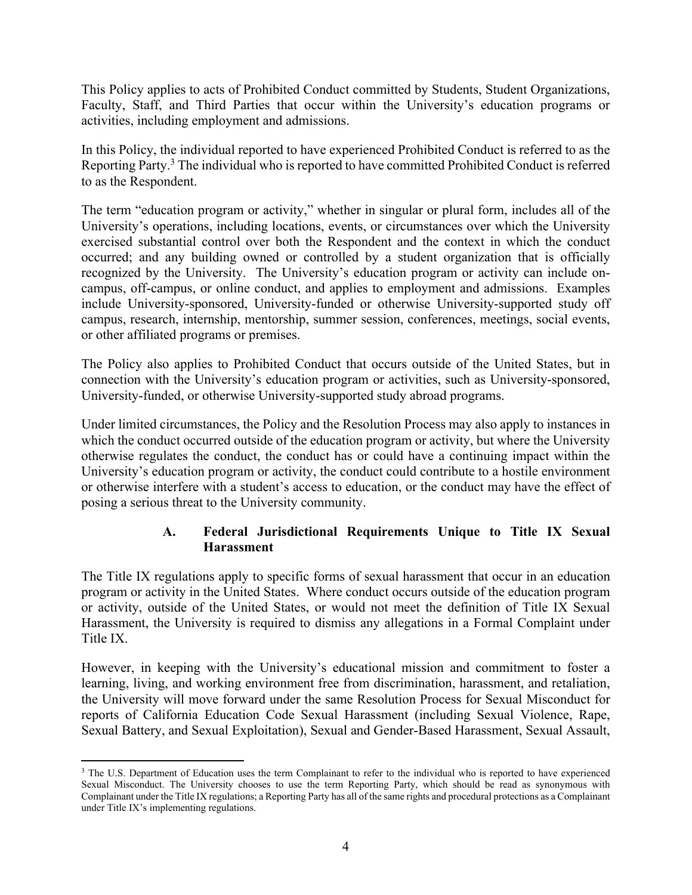This Policy applies to acts of Prohibited Conduct committed by Students, Student Organizations, Faculty, Staff, and Third Parties that occur within the University's education programs or activities, including employment and admissions.

In this Policy, the individual reported to have experienced Prohibited Conduct is referred to as the Reporting Party.[3] The individual who is reported to have committed Prohibited Conduct is referred to as the Respondent.

The term "education program or activity," whether in singular or plural form, includes all of the University's operations, including locations, events, or circumstances over which the University exercised substantial control over both the Respondent and the context in which the conduct occurred; and any building owned or controlled by a student organization that is officially recognized by the University. The University's education program or activity can include on-campus, off-campus, or online conduct, and applies to employment and admissions. Examples include University-sponsored, University-funded or otherwise University-supported study off campus, research, internship, mentorship, summer session, conferences, meetings, social events, or other affiliated programs or premises.

The Policy also applies to Prohibited Conduct that occurs outside of the United States, but in connection with the University's education program or activities, such as University-sponsored, University-funded, or otherwise University-supported study abroad programs.

Under limited circumstances, the Policy and the Resolution Process may also apply to instances in which the conduct occurred outside of the education program or activity, but where the University otherwise regulates the conduct, the conduct has or could have a continuing impact within the University's education program or activity, the conduct could contribute to a hostile environment or otherwise interfere with a student's access to education, or the conduct may have the effect of posing a serious threat to the University community.

### A. Federal Jurisdictional Requirements Unique to Title IX Sexual Harassment

The Title IX regulations apply to specific forms of sexual harassment that occur in an education program or activity in the United States. Where conduct occurs outside of the education program or activity, outside of the United States, or would not meet the definition of Title IX Sexual Harassment, the University is required to dismiss any allegations in a Formal Complaint under Title IX.

However, in keeping with the University's educational mission and commitment to foster a learning, living, and working environment free from discrimination, harassment, and retaliation, the University will move forward under the same Resolution Process for Sexual Misconduct for reports of California Education Code Sexual Harassment (including Sexual Violence, Rape, Sexual Battery, and Sexual Exploitation), Sexual and Gender-Based Harassment, Sexual Assault,

---

[3] The U.S. Department of Education uses the term Complainant to refer to the individual who is reported to have experienced Sexual Misconduct. The University chooses to use the term Reporting Party, which should be read as synonymous with Complainant under the Title IX regulations; a Reporting Party has all of the same rights and procedural protections as a Complainant under Title IX's implementing regulations.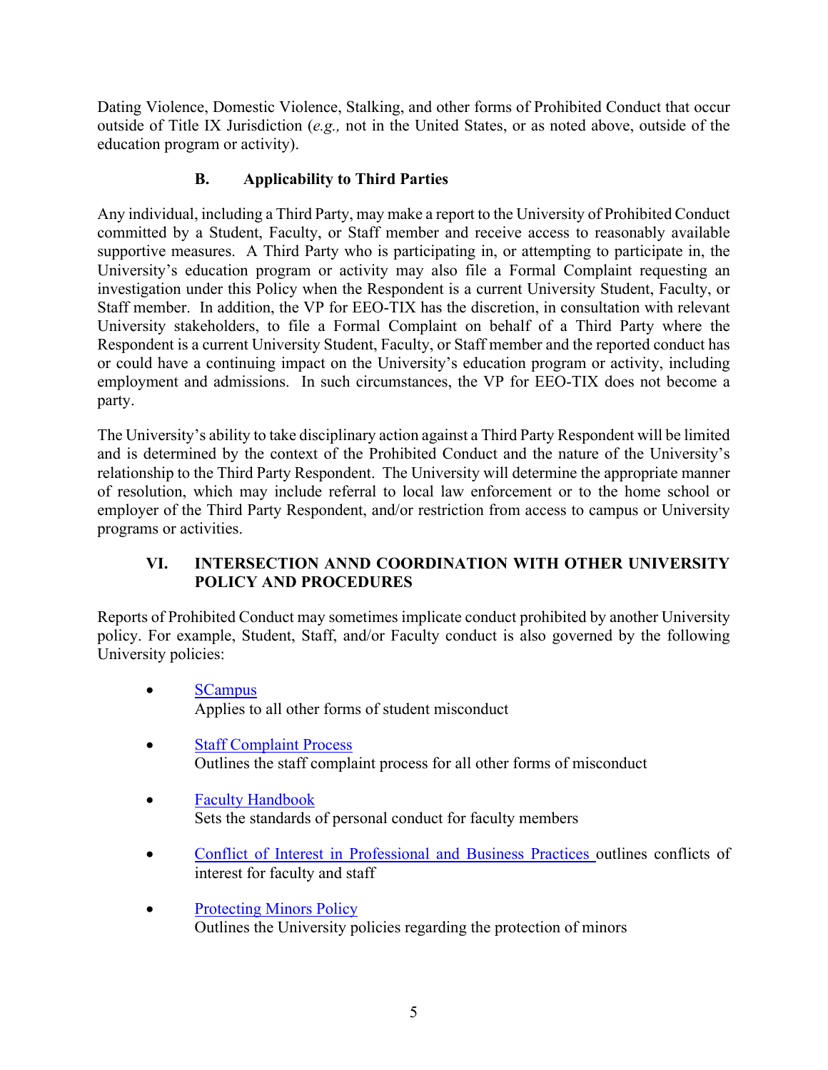Dating Violence, Domestic Violence, Stalking, and other forms of Prohibited Conduct that occur outside of Title IX Jurisdiction (*e.g.,* not in the United States, or as noted above, outside of the education program or activity).

### B. Applicability to Third Parties

Any individual, including a Third Party, may make a report to the University of Prohibited Conduct committed by a Student, Faculty, or Staff member and receive access to reasonably available supportive measures. A Third Party who is participating in, or attempting to participate in, the University's education program or activity may also file a Formal Complaint requesting an investigation under this Policy when the Respondent is a current University Student, Faculty, or Staff member. In addition, the VP for EEO-TIX has the discretion, in consultation with relevant University stakeholders, to file a Formal Complaint on behalf of a Third Party where the Respondent is a current University Student, Faculty, or Staff member and the reported conduct has or could have a continuing impact on the University's education program or activity, including employment and admissions. In such circumstances, the VP for EEO-TIX does not become a party.

The University's ability to take disciplinary action against a Third Party Respondent will be limited and is determined by the context of the Prohibited Conduct and the nature of the University's relationship to the Third Party Respondent. The University will determine the appropriate manner of resolution, which may include referral to local law enforcement or to the home school or employer of the Third Party Respondent, and/or restriction from access to campus or University programs or activities.

## VI. INTERSECTION ANND COORDINATION WITH OTHER UNIVERSITY POLICY AND PROCEDURES

Reports of Prohibited Conduct may sometimes implicate conduct prohibited by another University policy. For example, Student, Staff, and/or Faculty conduct is also governed by the following University policies:

- SCampus
  Applies to all other forms of student misconduct
- Staff Complaint Process
  Outlines the staff complaint process for all other forms of misconduct
- Faculty Handbook
  Sets the standards of personal conduct for faculty members
- Conflict of Interest in Professional and Business Practices outlines conflicts of interest for faculty and staff
- Protecting Minors Policy
  Outlines the University policies regarding the protection of minors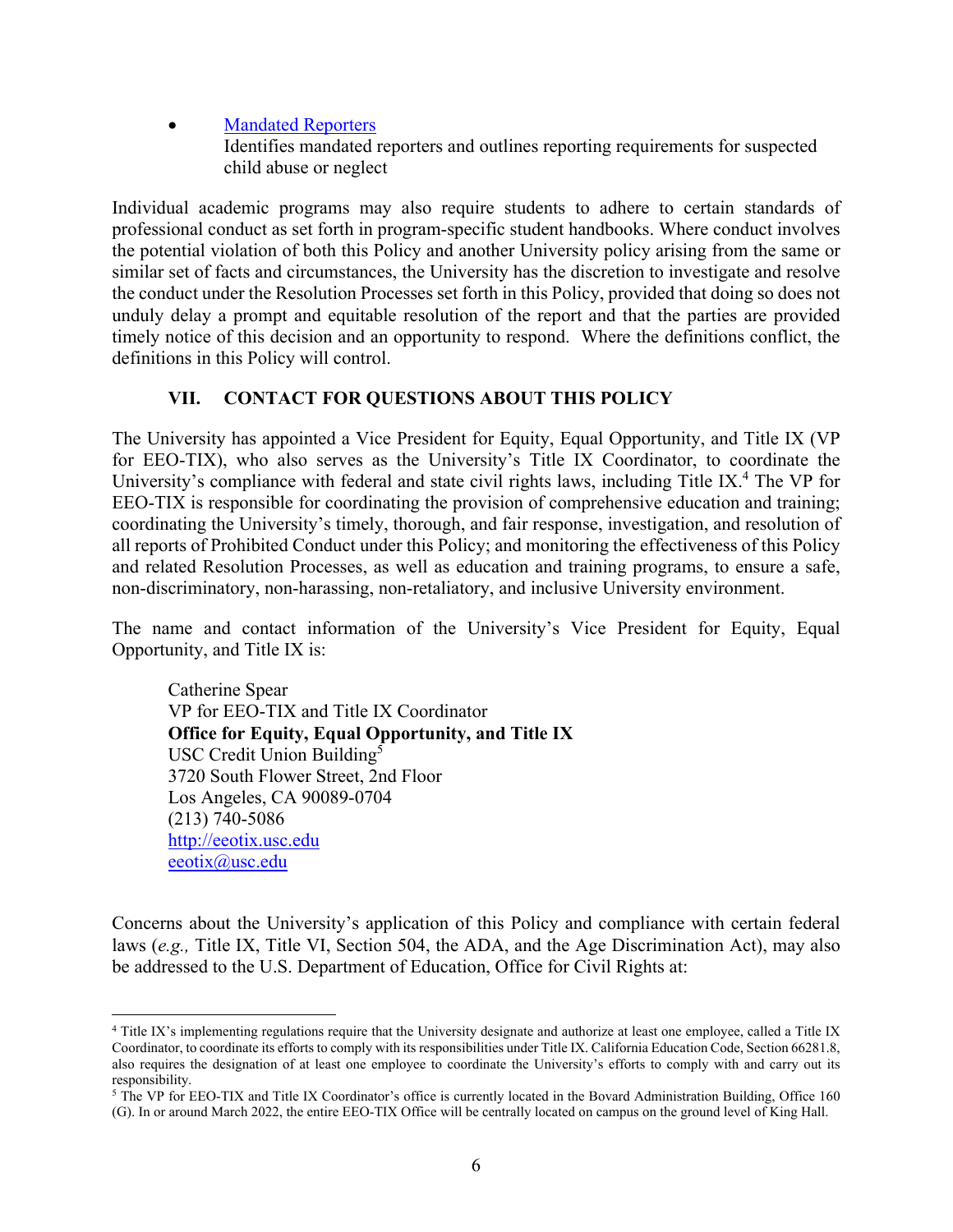- [Mandated Reporters](#)
  Identifies mandated reporters and outlines reporting requirements for suspected child abuse or neglect

Individual academic programs may also require students to adhere to certain standards of professional conduct as set forth in program-specific student handbooks. Where conduct involves the potential violation of both this Policy and another University policy arising from the same or similar set of facts and circumstances, the University has the discretion to investigate and resolve the conduct under the Resolution Processes set forth in this Policy, provided that doing so does not unduly delay a prompt and equitable resolution of the report and that the parties are provided timely notice of this decision and an opportunity to respond. Where the definitions conflict, the definitions in this Policy will control.

## VII. CONTACT FOR QUESTIONS ABOUT THIS POLICY

The University has appointed a Vice President for Equity, Equal Opportunity, and Title IX (VP for EEO-TIX), who also serves as the University's Title IX Coordinator, to coordinate the University's compliance with federal and state civil rights laws, including Title IX.[4] The VP for EEO-TIX is responsible for coordinating the provision of comprehensive education and training; coordinating the University's timely, thorough, and fair response, investigation, and resolution of all reports of Prohibited Conduct under this Policy; and monitoring the effectiveness of this Policy and related Resolution Processes, as well as education and training programs, to ensure a safe, non-discriminatory, non-harassing, non-retaliatory, and inclusive University environment.

The name and contact information of the University's Vice President for Equity, Equal Opportunity, and Title IX is:

> Catherine Spear
> VP for EEO-TIX and Title IX Coordinator
> **Office for Equity, Equal Opportunity, and Title IX**
> USC Credit Union Building[5]
> 3720 South Flower Street, 2nd Floor
> Los Angeles, CA 90089-0704
> (213) 740-5086
> [http://eeotix.usc.edu](http://eeotix.usc.edu)
> [eeotix@usc.edu](mailto:eeotix@usc.edu)

Concerns about the University's application of this Policy and compliance with certain federal laws (*e.g.,* Title IX, Title VI, Section 504, the ADA, and the Age Discrimination Act), may also be addressed to the U.S. Department of Education, Office for Civil Rights at:

---

[4] Title IX's implementing regulations require that the University designate and authorize at least one employee, called a Title IX Coordinator, to coordinate its efforts to comply with its responsibilities under Title IX. California Education Code, Section 66281.8, also requires the designation of at least one employee to coordinate the University's efforts to comply with and carry out its responsibility.

[5] The VP for EEO-TIX and Title IX Coordinator's office is currently located in the Bovard Administration Building, Office 160 (G). In or around March 2022, the entire EEO-TIX Office will be centrally located on campus on the ground level of King Hall.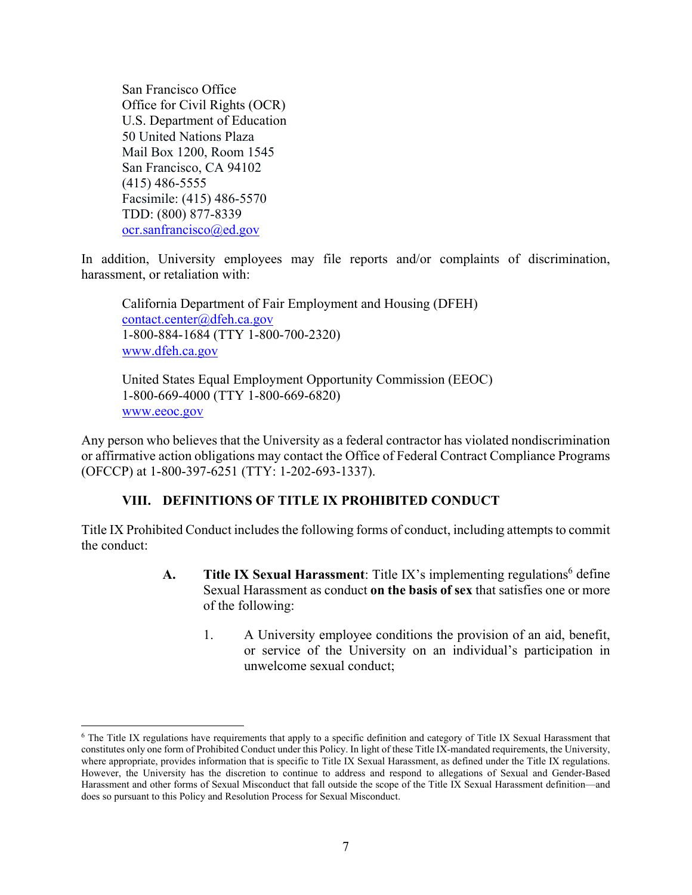San Francisco Office
Office for Civil Rights (OCR)
U.S. Department of Education
50 United Nations Plaza
Mail Box 1200, Room 1545
San Francisco, CA 94102
(415) 486-5555
Facsimile: (415) 486-5570
TDD: (800) 877-8339
[ocr.sanfrancisco@ed.gov](mailto:ocr.sanfrancisco@ed.gov)

In addition, University employees may file reports and/or complaints of discrimination, harassment, or retaliation with:

California Department of Fair Employment and Housing (DFEH)
[contact.center@dfeh.ca.gov](mailto:contact.center@dfeh.ca.gov)
1-800-884-1684 (TTY 1-800-700-2320)
[www.dfeh.ca.gov](http://www.dfeh.ca.gov)

United States Equal Employment Opportunity Commission (EEOC)
1-800-669-4000 (TTY 1-800-669-6820)
[www.eeoc.gov](http://www.eeoc.gov)

Any person who believes that the University as a federal contractor has violated nondiscrimination or affirmative action obligations may contact the Office of Federal Contract Compliance Programs (OFCCP) at 1-800-397-6251 (TTY: 1-202-693-1337).

## VIII. DEFINITIONS OF TITLE IX PROHIBITED CONDUCT

Title IX Prohibited Conduct includes the following forms of conduct, including attempts to commit the conduct:

**A. Title IX Sexual Harassment**: Title IX's implementing regulations[6] define Sexual Harassment as conduct **on the basis of sex** that satisfies one or more of the following:

1. A University employee conditions the provision of an aid, benefit, or service of the University on an individual's participation in unwelcome sexual conduct;

---

[6] The Title IX regulations have requirements that apply to a specific definition and category of Title IX Sexual Harassment that constitutes only one form of Prohibited Conduct under this Policy. In light of these Title IX-mandated requirements, the University, where appropriate, provides information that is specific to Title IX Sexual Harassment, as defined under the Title IX regulations. However, the University has the discretion to continue to address and respond to allegations of Sexual and Gender-Based Harassment and other forms of Sexual Misconduct that fall outside the scope of the Title IX Sexual Harassment definition—and does so pursuant to this Policy and Resolution Process for Sexual Misconduct.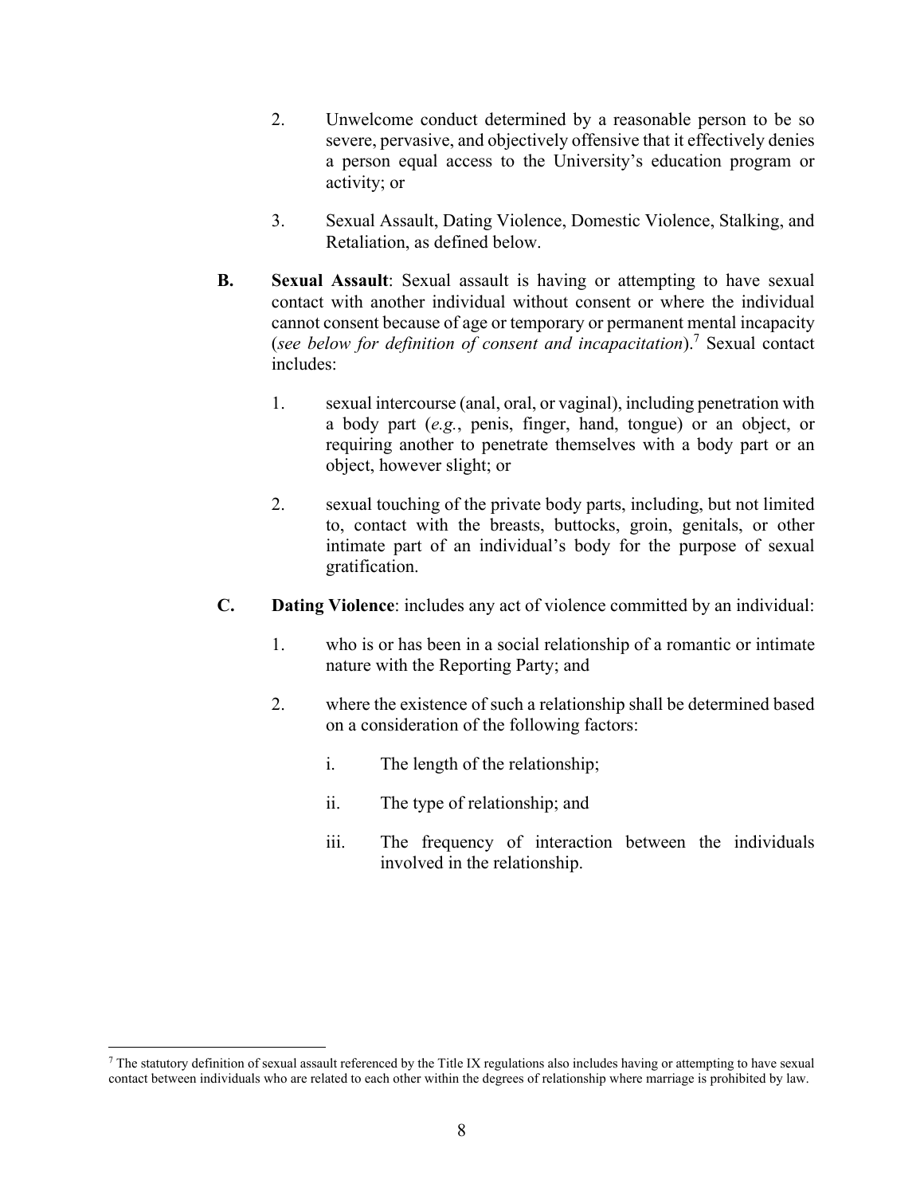2. Unwelcome conduct determined by a reasonable person to be so severe, pervasive, and objectively offensive that it effectively denies a person equal access to the University's education program or activity; or

3. Sexual Assault, Dating Violence, Domestic Violence, Stalking, and Retaliation, as defined below.

**B. Sexual Assault**: Sexual assault is having or attempting to have sexual contact with another individual without consent or where the individual cannot consent because of age or temporary or permanent mental incapacity (*see below for definition of consent and incapacitation*).[7] Sexual contact includes:

1. sexual intercourse (anal, oral, or vaginal), including penetration with a body part (*e.g.*, penis, finger, hand, tongue) or an object, or requiring another to penetrate themselves with a body part or an object, however slight; or

2. sexual touching of the private body parts, including, but not limited to, contact with the breasts, buttocks, groin, genitals, or other intimate part of an individual's body for the purpose of sexual gratification.

**C. Dating Violence**: includes any act of violence committed by an individual:

1. who is or has been in a social relationship of a romantic or intimate nature with the Reporting Party; and

2. where the existence of such a relationship shall be determined based on a consideration of the following factors:

   i. The length of the relationship;

   ii. The type of relationship; and

   iii. The frequency of interaction between the individuals involved in the relationship.

---

[7] The statutory definition of sexual assault referenced by the Title IX regulations also includes having or attempting to have sexual contact between individuals who are related to each other within the degrees of relationship where marriage is prohibited by law.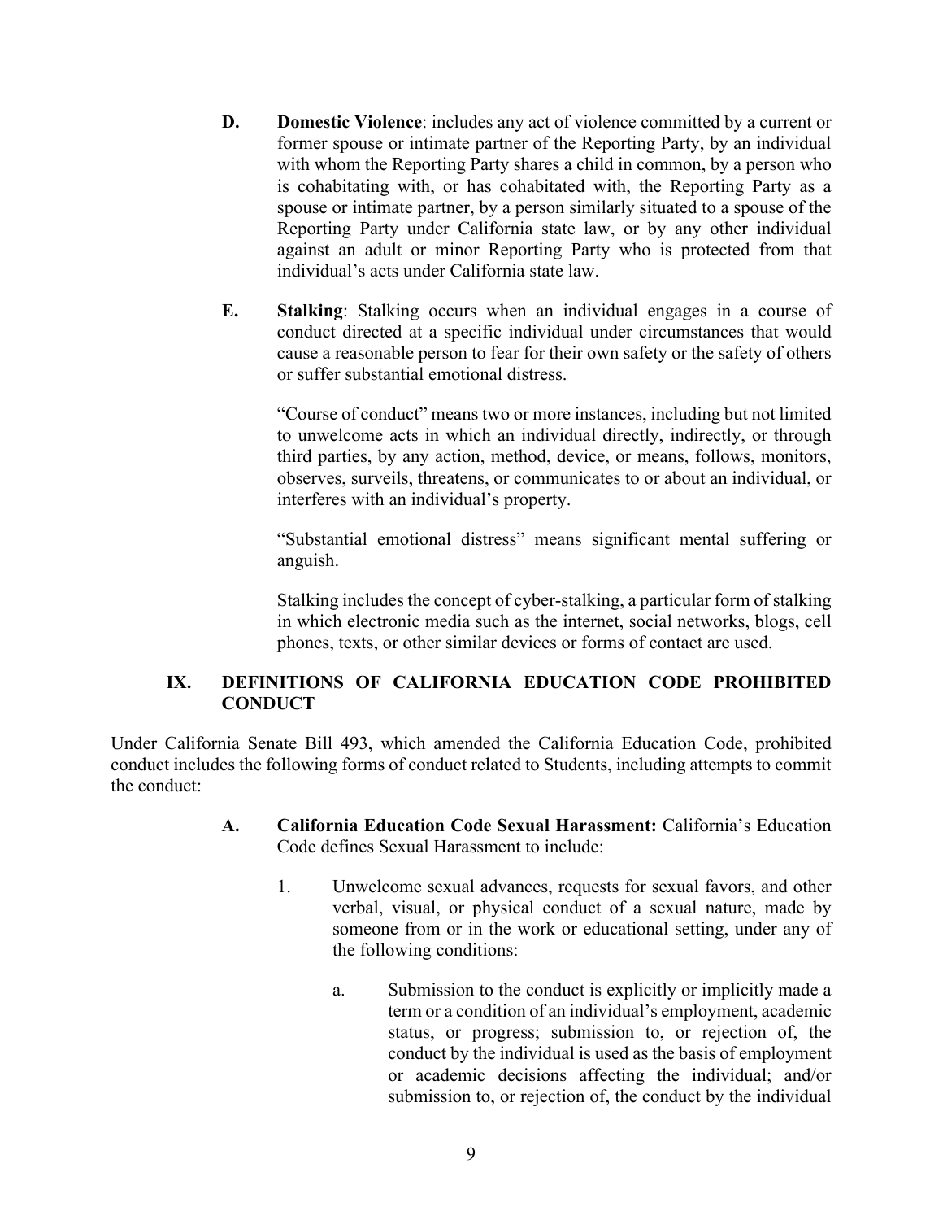**D. Domestic Violence**: includes any act of violence committed by a current or former spouse or intimate partner of the Reporting Party, by an individual with whom the Reporting Party shares a child in common, by a person who is cohabitating with, or has cohabitated with, the Reporting Party as a spouse or intimate partner, by a person similarly situated to a spouse of the Reporting Party under California state law, or by any other individual against an adult or minor Reporting Party who is protected from that individual's acts under California state law.

**E. Stalking**: Stalking occurs when an individual engages in a course of conduct directed at a specific individual under circumstances that would cause a reasonable person to fear for their own safety or the safety of others or suffer substantial emotional distress.

"Course of conduct" means two or more instances, including but not limited to unwelcome acts in which an individual directly, indirectly, or through third parties, by any action, method, device, or means, follows, monitors, observes, surveils, threatens, or communicates to or about an individual, or interferes with an individual's property.

"Substantial emotional distress" means significant mental suffering or anguish.

Stalking includes the concept of cyber-stalking, a particular form of stalking in which electronic media such as the internet, social networks, blogs, cell phones, texts, or other similar devices or forms of contact are used.

## IX. DEFINITIONS OF CALIFORNIA EDUCATION CODE PROHIBITED CONDUCT

Under California Senate Bill 493, which amended the California Education Code, prohibited conduct includes the following forms of conduct related to Students, including attempts to commit the conduct:

**A. California Education Code Sexual Harassment:** California's Education Code defines Sexual Harassment to include:

1. Unwelcome sexual advances, requests for sexual favors, and other verbal, visual, or physical conduct of a sexual nature, made by someone from or in the work or educational setting, under any of the following conditions:

   a. Submission to the conduct is explicitly or implicitly made a term or a condition of an individual's employment, academic status, or progress; submission to, or rejection of, the conduct by the individual is used as the basis of employment or academic decisions affecting the individual; and/or submission to, or rejection of, the conduct by the individual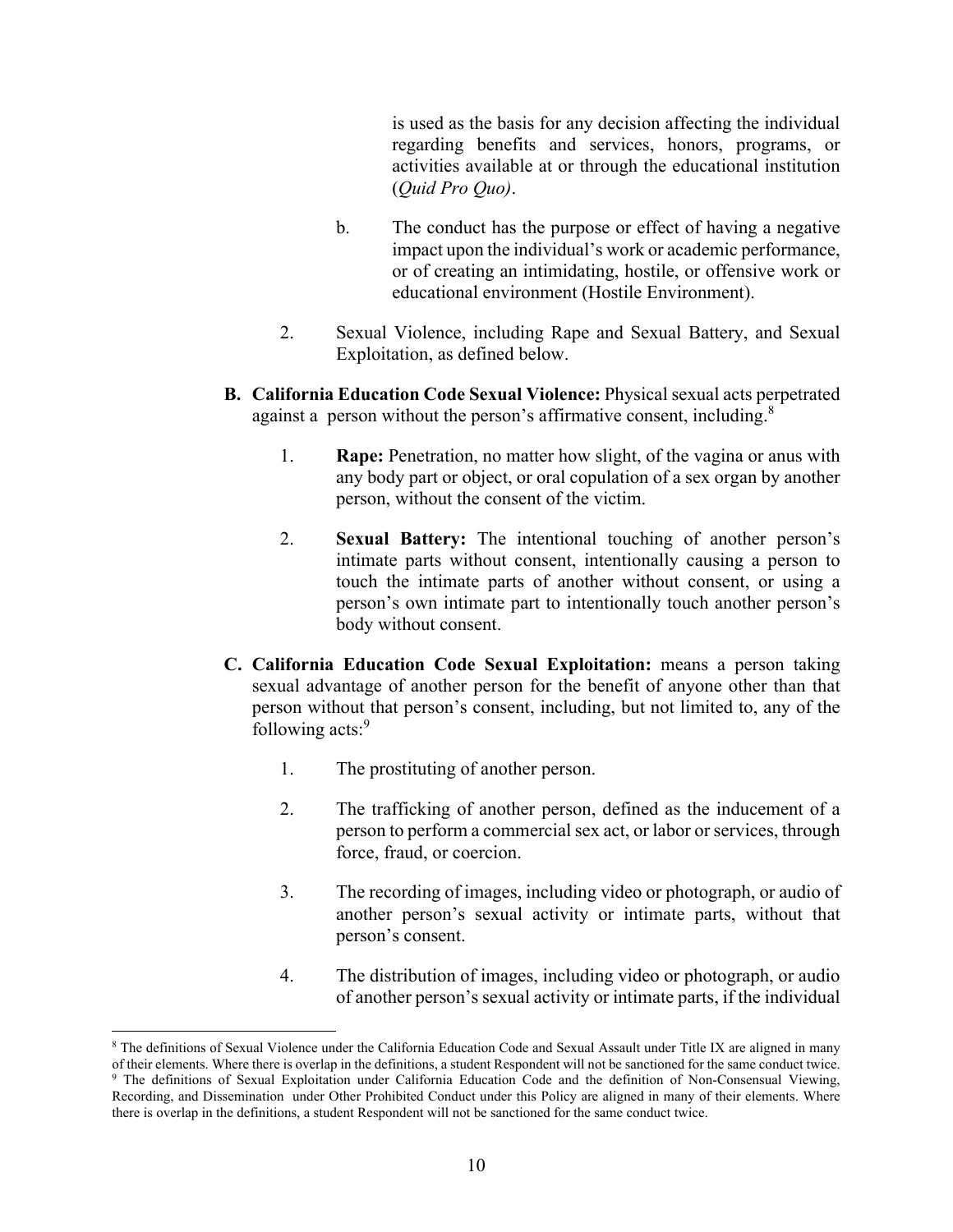is used as the basis for any decision affecting the individual regarding benefits and services, honors, programs, or activities available at or through the educational institution (*Quid Pro Quo)*.

b. The conduct has the purpose or effect of having a negative impact upon the individual's work or academic performance, or of creating an intimidating, hostile, or offensive work or educational environment (Hostile Environment).

2. Sexual Violence, including Rape and Sexual Battery, and Sexual Exploitation, as defined below.

**B. California Education Code Sexual Violence:** Physical sexual acts perpetrated against a person without the person's affirmative consent, including.[8]

1. **Rape:** Penetration, no matter how slight, of the vagina or anus with any body part or object, or oral copulation of a sex organ by another person, without the consent of the victim.

2. **Sexual Battery:** The intentional touching of another person's intimate parts without consent, intentionally causing a person to touch the intimate parts of another without consent, or using a person's own intimate part to intentionally touch another person's body without consent.

**C. California Education Code Sexual Exploitation:** means a person taking sexual advantage of another person for the benefit of anyone other than that person without that person's consent, including, but not limited to, any of the following acts:[9]

1. The prostituting of another person.

2. The trafficking of another person, defined as the inducement of a person to perform a commercial sex act, or labor or services, through force, fraud, or coercion.

3. The recording of images, including video or photograph, or audio of another person's sexual activity or intimate parts, without that person's consent.

4. The distribution of images, including video or photograph, or audio of another person's sexual activity or intimate parts, if the individual

---

[8] The definitions of Sexual Violence under the California Education Code and Sexual Assault under Title IX are aligned in many of their elements. Where there is overlap in the definitions, a student Respondent will not be sanctioned for the same conduct twice.

[9] The definitions of Sexual Exploitation under California Education Code and the definition of Non-Consensual Viewing, Recording, and Dissemination under Other Prohibited Conduct under this Policy are aligned in many of their elements. Where there is overlap in the definitions, a student Respondent will not be sanctioned for the same conduct twice.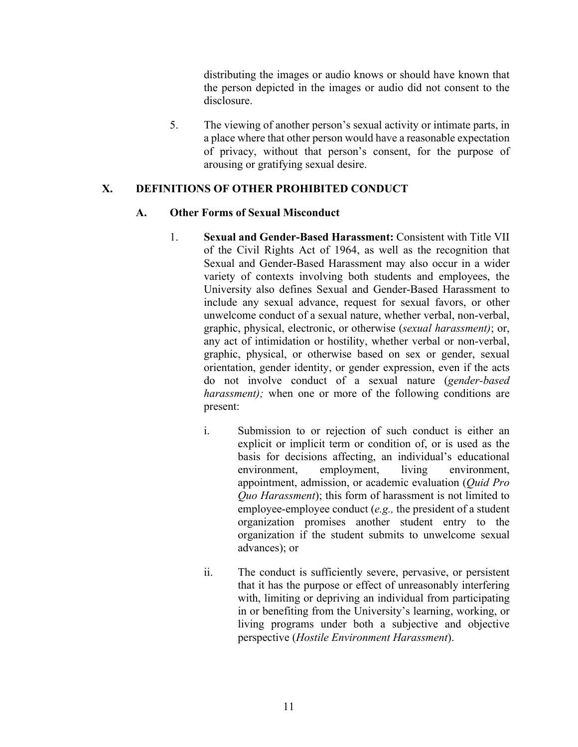distributing the images or audio knows or should have known that the person depicted in the images or audio did not consent to the disclosure.

5. The viewing of another person's sexual activity or intimate parts, in a place where that other person would have a reasonable expectation of privacy, without that person's consent, for the purpose of arousing or gratifying sexual desire.

## X. DEFINITIONS OF OTHER PROHIBITED CONDUCT

### A. Other Forms of Sexual Misconduct

1. **Sexual and Gender-Based Harassment:** Consistent with Title VII of the Civil Rights Act of 1964, as well as the recognition that Sexual and Gender-Based Harassment may also occur in a wider variety of contexts involving both students and employees, the University also defines Sexual and Gender-Based Harassment to include any sexual advance, request for sexual favors, or other unwelcome conduct of a sexual nature, whether verbal, non-verbal, graphic, physical, electronic, or otherwise (*sexual harassment)*; or, any act of intimidation or hostility, whether verbal or non-verbal, graphic, physical, or otherwise based on sex or gender, sexual orientation, gender identity, or gender expression, even if the acts do not involve conduct of a sexual nature (*gender-based harassment);* when one or more of the following conditions are present:

   i. Submission to or rejection of such conduct is either an explicit or implicit term or condition of, or is used as the basis for decisions affecting, an individual's educational environment, employment, living environment, appointment, admission, or academic evaluation (*Quid Pro Quo Harassment*); this form of harassment is not limited to employee-employee conduct (*e.g.,* the president of a student organization promises another student entry to the organization if the student submits to unwelcome sexual advances); or

   ii. The conduct is sufficiently severe, pervasive, or persistent that it has the purpose or effect of unreasonably interfering with, limiting or depriving an individual from participating in or benefiting from the University's learning, working, or living programs under both a subjective and objective perspective (*Hostile Environment Harassment*).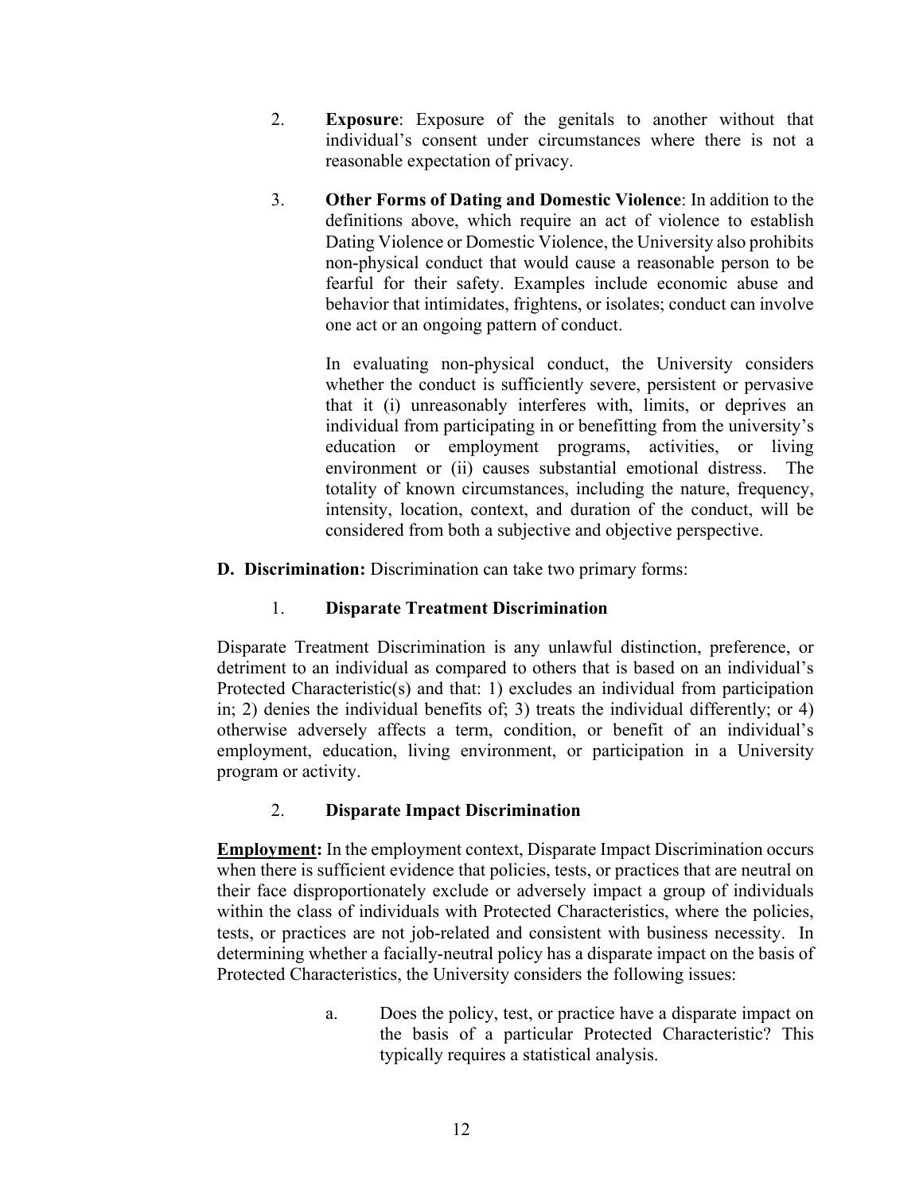2. **Exposure**: Exposure of the genitals to another without that individual's consent under circumstances where there is not a reasonable expectation of privacy.

3. **Other Forms of Dating and Domestic Violence**: In addition to the definitions above, which require an act of violence to establish Dating Violence or Domestic Violence, the University also prohibits non-physical conduct that would cause a reasonable person to be fearful for their safety. Examples include economic abuse and behavior that intimidates, frightens, or isolates; conduct can involve one act or an ongoing pattern of conduct.

   In evaluating non-physical conduct, the University considers whether the conduct is sufficiently severe, persistent or pervasive that it (i) unreasonably interferes with, limits, or deprives an individual from participating in or benefitting from the university's education or employment programs, activities, or living environment or (ii) causes substantial emotional distress. The totality of known circumstances, including the nature, frequency, intensity, location, context, and duration of the conduct, will be considered from both a subjective and objective perspective.

**D. Discrimination:** Discrimination can take two primary forms:

1. **Disparate Treatment Discrimination**

Disparate Treatment Discrimination is any unlawful distinction, preference, or detriment to an individual as compared to others that is based on an individual's Protected Characteristic(s) and that: 1) excludes an individual from participation in; 2) denies the individual benefits of; 3) treats the individual differently; or 4) otherwise adversely affects a term, condition, or benefit of an individual's employment, education, living environment, or participation in a University program or activity.

2. **Disparate Impact Discrimination**

**<u>Employment</u>:** In the employment context, Disparate Impact Discrimination occurs when there is sufficient evidence that policies, tests, or practices that are neutral on their face disproportionately exclude or adversely impact a group of individuals within the class of individuals with Protected Characteristics, where the policies, tests, or practices are not job-related and consistent with business necessity. In determining whether a facially-neutral policy has a disparate impact on the basis of Protected Characteristics, the University considers the following issues:

a. Does the policy, test, or practice have a disparate impact on the basis of a particular Protected Characteristic? This typically requires a statistical analysis.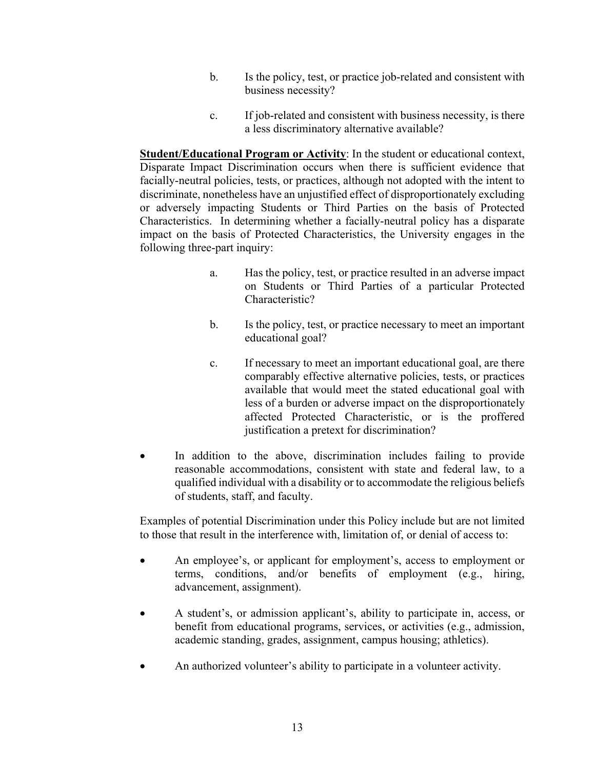b. Is the policy, test, or practice job-related and consistent with business necessity?

c. If job-related and consistent with business necessity, is there a less discriminatory alternative available?

<u>**Student/Educational Program or Activity**</u>: In the student or educational context, Disparate Impact Discrimination occurs when there is sufficient evidence that facially-neutral policies, tests, or practices, although not adopted with the intent to discriminate, nonetheless have an unjustified effect of disproportionately excluding or adversely impacting Students or Third Parties on the basis of Protected Characteristics. In determining whether a facially-neutral policy has a disparate impact on the basis of Protected Characteristics, the University engages in the following three-part inquiry:

a. Has the policy, test, or practice resulted in an adverse impact on Students or Third Parties of a particular Protected Characteristic?

b. Is the policy, test, or practice necessary to meet an important educational goal?

c. If necessary to meet an important educational goal, are there comparably effective alternative policies, tests, or practices available that would meet the stated educational goal with less of a burden or adverse impact on the disproportionately affected Protected Characteristic, or is the proffered justification a pretext for discrimination?

- In addition to the above, discrimination includes failing to provide reasonable accommodations, consistent with state and federal law, to a qualified individual with a disability or to accommodate the religious beliefs of students, staff, and faculty.

Examples of potential Discrimination under this Policy include but are not limited to those that result in the interference with, limitation of, or denial of access to:

- An employee's, or applicant for employment's, access to employment or terms, conditions, and/or benefits of employment (e.g., hiring, advancement, assignment).
- A student's, or admission applicant's, ability to participate in, access, or benefit from educational programs, services, or activities (e.g., admission, academic standing, grades, assignment, campus housing; athletics).
- An authorized volunteer's ability to participate in a volunteer activity.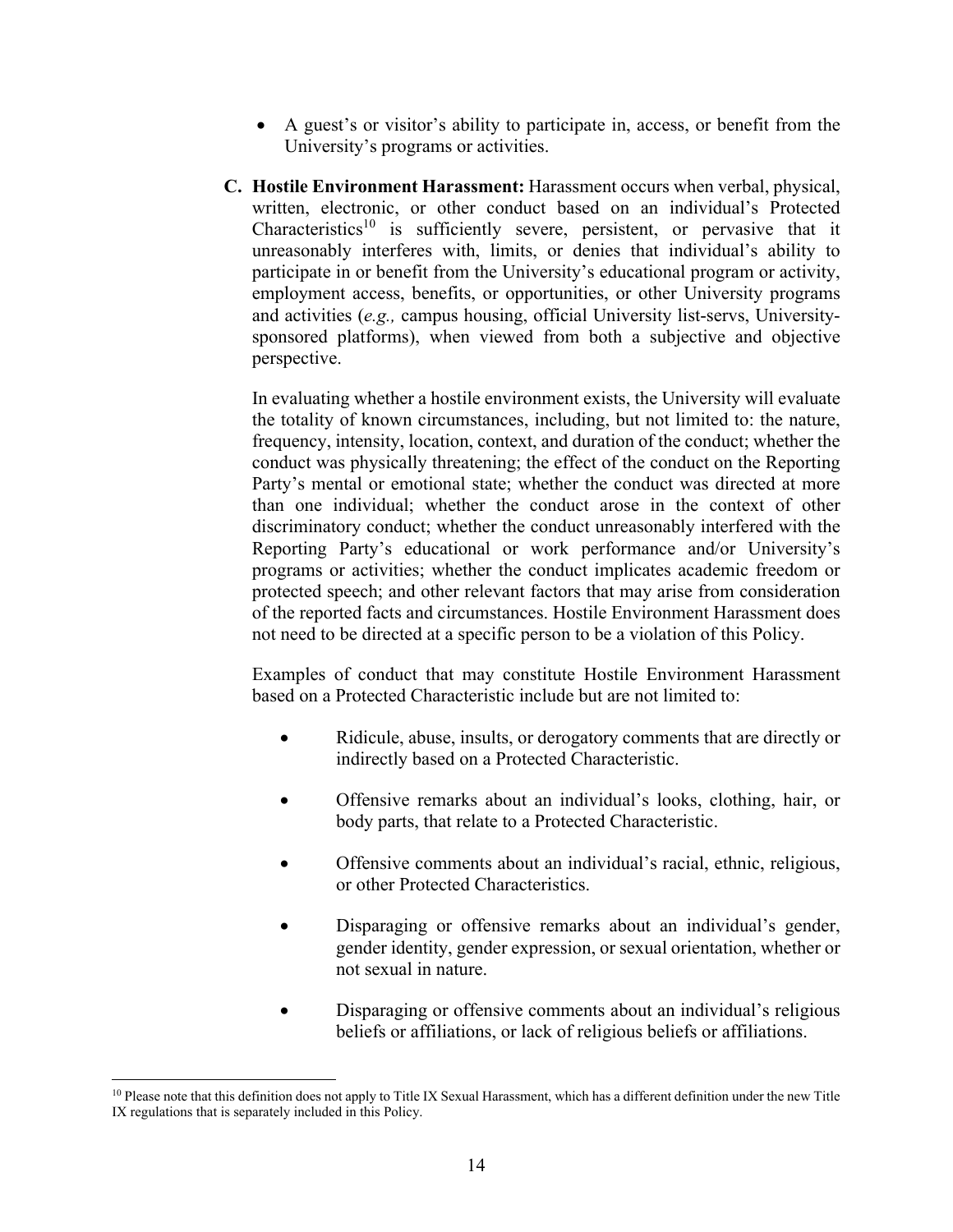- A guest's or visitor's ability to participate in, access, or benefit from the University's programs or activities.

**C. Hostile Environment Harassment:** Harassment occurs when verbal, physical, written, electronic, or other conduct based on an individual's Protected Characteristics[10] is sufficiently severe, persistent, or pervasive that it unreasonably interferes with, limits, or denies that individual's ability to participate in or benefit from the University's educational program or activity, employment access, benefits, or opportunities, or other University programs and activities (*e.g.,* campus housing, official University list-servs, University-sponsored platforms), when viewed from both a subjective and objective perspective.

In evaluating whether a hostile environment exists, the University will evaluate the totality of known circumstances, including, but not limited to: the nature, frequency, intensity, location, context, and duration of the conduct; whether the conduct was physically threatening; the effect of the conduct on the Reporting Party's mental or emotional state; whether the conduct was directed at more than one individual; whether the conduct arose in the context of other discriminatory conduct; whether the conduct unreasonably interfered with the Reporting Party's educational or work performance and/or University's programs or activities; whether the conduct implicates academic freedom or protected speech; and other relevant factors that may arise from consideration of the reported facts and circumstances. Hostile Environment Harassment does not need to be directed at a specific person to be a violation of this Policy.

Examples of conduct that may constitute Hostile Environment Harassment based on a Protected Characteristic include but are not limited to:

- Ridicule, abuse, insults, or derogatory comments that are directly or indirectly based on a Protected Characteristic.
- Offensive remarks about an individual's looks, clothing, hair, or body parts, that relate to a Protected Characteristic.
- Offensive comments about an individual's racial, ethnic, religious, or other Protected Characteristics.
- Disparaging or offensive remarks about an individual's gender, gender identity, gender expression, or sexual orientation, whether or not sexual in nature.
- Disparaging or offensive comments about an individual's religious beliefs or affiliations, or lack of religious beliefs or affiliations.

[10] Please note that this definition does not apply to Title IX Sexual Harassment, which has a different definition under the new Title IX regulations that is separately included in this Policy.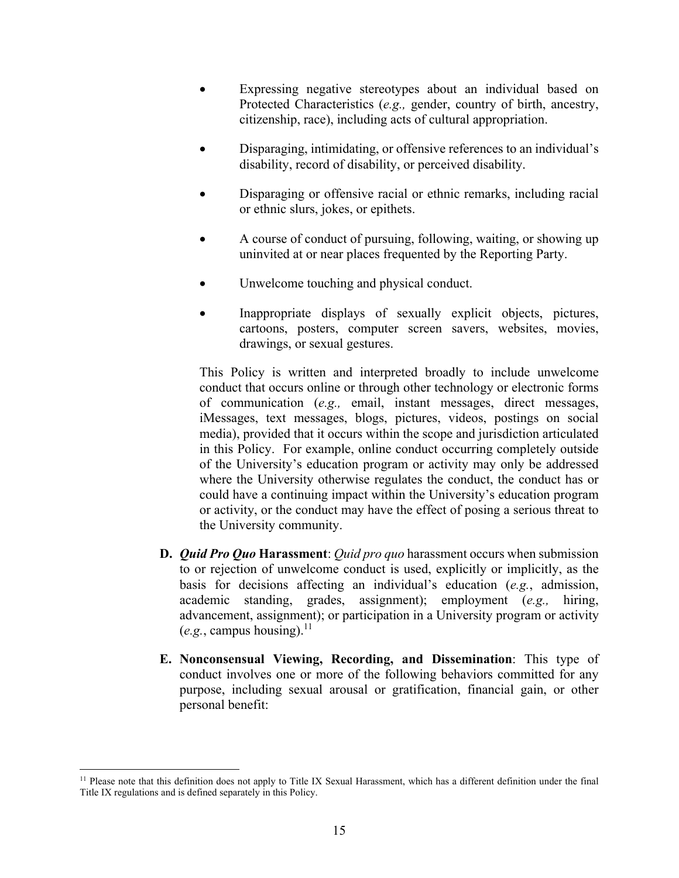- Expressing negative stereotypes about an individual based on Protected Characteristics (*e.g.,* gender, country of birth, ancestry, citizenship, race), including acts of cultural appropriation.

- Disparaging, intimidating, or offensive references to an individual's disability, record of disability, or perceived disability.

- Disparaging or offensive racial or ethnic remarks, including racial or ethnic slurs, jokes, or epithets.

- A course of conduct of pursuing, following, waiting, or showing up uninvited at or near places frequented by the Reporting Party.

- Unwelcome touching and physical conduct.

- Inappropriate displays of sexually explicit objects, pictures, cartoons, posters, computer screen savers, websites, movies, drawings, or sexual gestures.

This Policy is written and interpreted broadly to include unwelcome conduct that occurs online or through other technology or electronic forms of communication (*e.g.,* email, instant messages, direct messages, iMessages, text messages, blogs, pictures, videos, postings on social media), provided that it occurs within the scope and jurisdiction articulated in this Policy. For example, online conduct occurring completely outside of the University's education program or activity may only be addressed where the University otherwise regulates the conduct, the conduct has or could have a continuing impact within the University's education program or activity, or the conduct may have the effect of posing a serious threat to the University community.

**D. *Quid Pro Quo* Harassment**: *Quid pro quo* harassment occurs when submission to or rejection of unwelcome conduct is used, explicitly or implicitly, as the basis for decisions affecting an individual's education (*e.g.*, admission, academic standing, grades, assignment); employment (*e.g.,* hiring, advancement, assignment); or participation in a University program or activity (*e.g.*, campus housing).[11]

**E. Nonconsensual Viewing, Recording, and Dissemination**: This type of conduct involves one or more of the following behaviors committed for any purpose, including sexual arousal or gratification, financial gain, or other personal benefit:

---

[11] Please note that this definition does not apply to Title IX Sexual Harassment, which has a different definition under the final Title IX regulations and is defined separately in this Policy.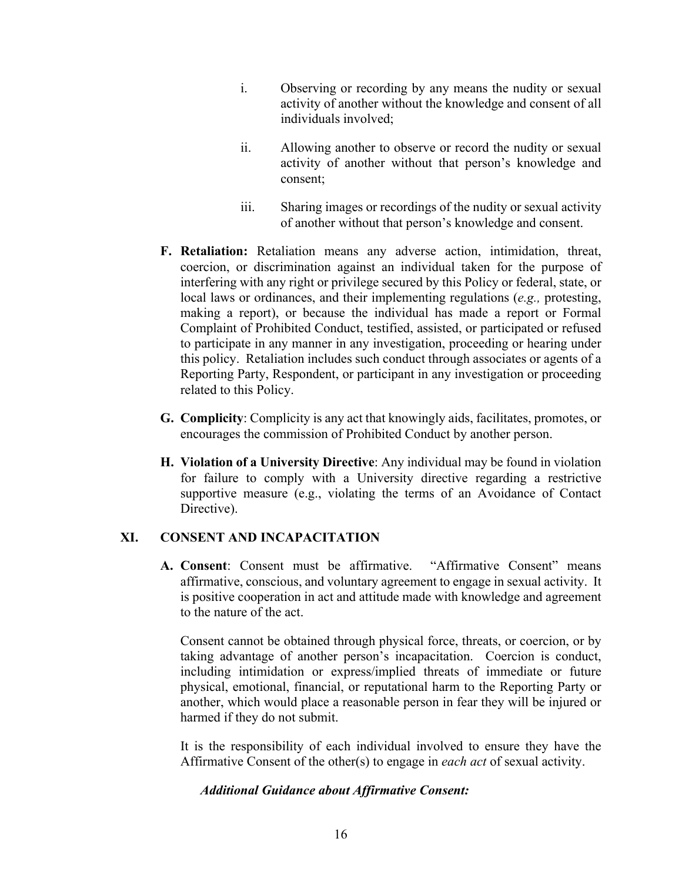i. Observing or recording by any means the nudity or sexual activity of another without the knowledge and consent of all individuals involved;

ii. Allowing another to observe or record the nudity or sexual activity of another without that person's knowledge and consent;

iii. Sharing images or recordings of the nudity or sexual activity of another without that person's knowledge and consent.

**F. Retaliation:** Retaliation means any adverse action, intimidation, threat, coercion, or discrimination against an individual taken for the purpose of interfering with any right or privilege secured by this Policy or federal, state, or local laws or ordinances, and their implementing regulations (*e.g.,* protesting, making a report), or because the individual has made a report or Formal Complaint of Prohibited Conduct, testified, assisted, or participated or refused to participate in any manner in any investigation, proceeding or hearing under this policy. Retaliation includes such conduct through associates or agents of a Reporting Party, Respondent, or participant in any investigation or proceeding related to this Policy.

**G. Complicity**: Complicity is any act that knowingly aids, facilitates, promotes, or encourages the commission of Prohibited Conduct by another person.

**H. Violation of a University Directive**: Any individual may be found in violation for failure to comply with a University directive regarding a restrictive supportive measure (e.g., violating the terms of an Avoidance of Contact Directive).

## XI. CONSENT AND INCAPACITATION

**A. Consent**: Consent must be affirmative. "Affirmative Consent" means affirmative, conscious, and voluntary agreement to engage in sexual activity. It is positive cooperation in act and attitude made with knowledge and agreement to the nature of the act.

Consent cannot be obtained through physical force, threats, or coercion, or by taking advantage of another person's incapacitation. Coercion is conduct, including intimidation or express/implied threats of immediate or future physical, emotional, financial, or reputational harm to the Reporting Party or another, which would place a reasonable person in fear they will be injured or harmed if they do not submit.

It is the responsibility of each individual involved to ensure they have the Affirmative Consent of the other(s) to engage in *each act* of sexual activity.

***Additional Guidance about Affirmative Consent:***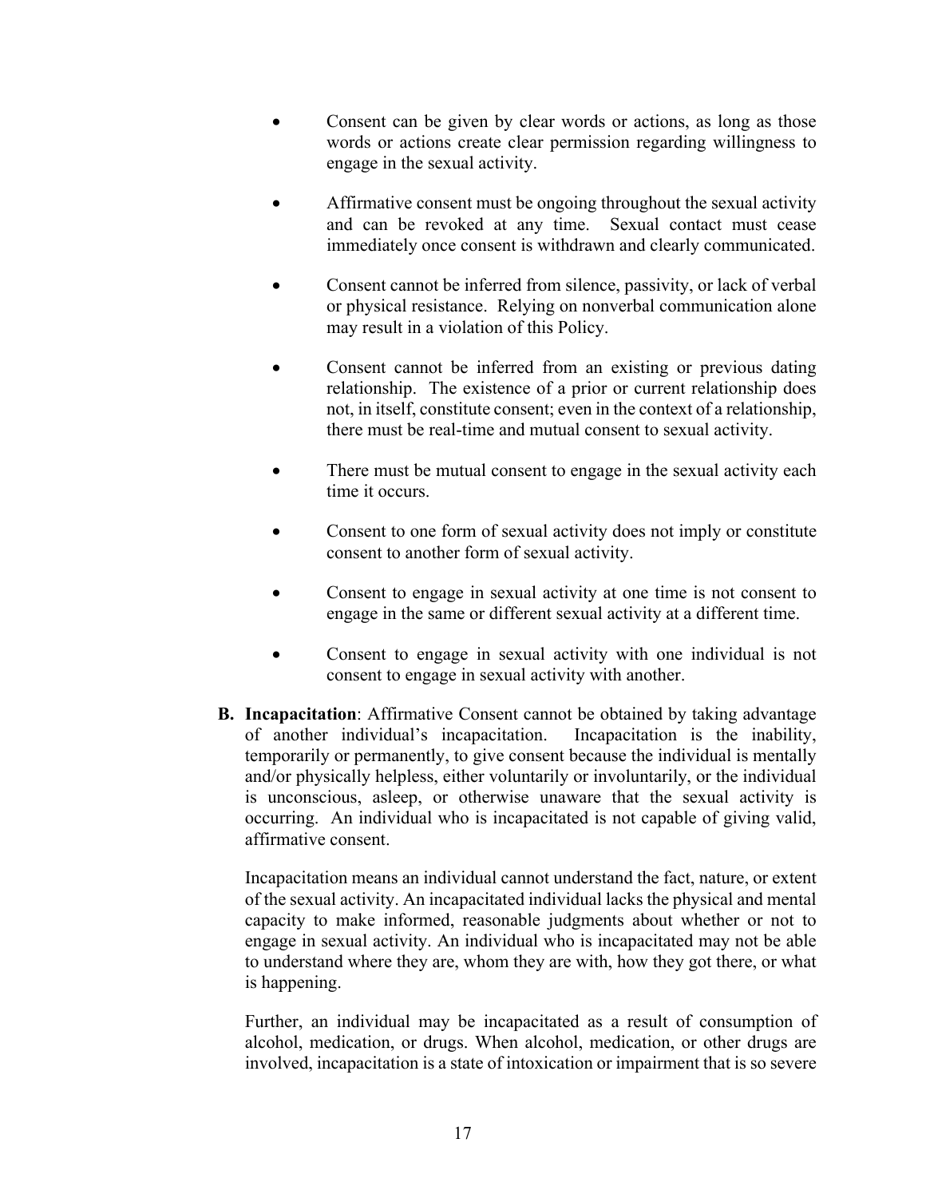- Consent can be given by clear words or actions, as long as those words or actions create clear permission regarding willingness to engage in the sexual activity.

- Affirmative consent must be ongoing throughout the sexual activity and can be revoked at any time. Sexual contact must cease immediately once consent is withdrawn and clearly communicated.

- Consent cannot be inferred from silence, passivity, or lack of verbal or physical resistance. Relying on nonverbal communication alone may result in a violation of this Policy.

- Consent cannot be inferred from an existing or previous dating relationship. The existence of a prior or current relationship does not, in itself, constitute consent; even in the context of a relationship, there must be real-time and mutual consent to sexual activity.

- There must be mutual consent to engage in the sexual activity each time it occurs.

- Consent to one form of sexual activity does not imply or constitute consent to another form of sexual activity.

- Consent to engage in sexual activity at one time is not consent to engage in the same or different sexual activity at a different time.

- Consent to engage in sexual activity with one individual is not consent to engage in sexual activity with another.

**B. Incapacitation**: Affirmative Consent cannot be obtained by taking advantage of another individual's incapacitation. Incapacitation is the inability, temporarily or permanently, to give consent because the individual is mentally and/or physically helpless, either voluntarily or involuntarily, or the individual is unconscious, asleep, or otherwise unaware that the sexual activity is occurring. An individual who is incapacitated is not capable of giving valid, affirmative consent.

Incapacitation means an individual cannot understand the fact, nature, or extent of the sexual activity. An incapacitated individual lacks the physical and mental capacity to make informed, reasonable judgments about whether or not to engage in sexual activity. An individual who is incapacitated may not be able to understand where they are, whom they are with, how they got there, or what is happening.

Further, an individual may be incapacitated as a result of consumption of alcohol, medication, or drugs. When alcohol, medication, or other drugs are involved, incapacitation is a state of intoxication or impairment that is so severe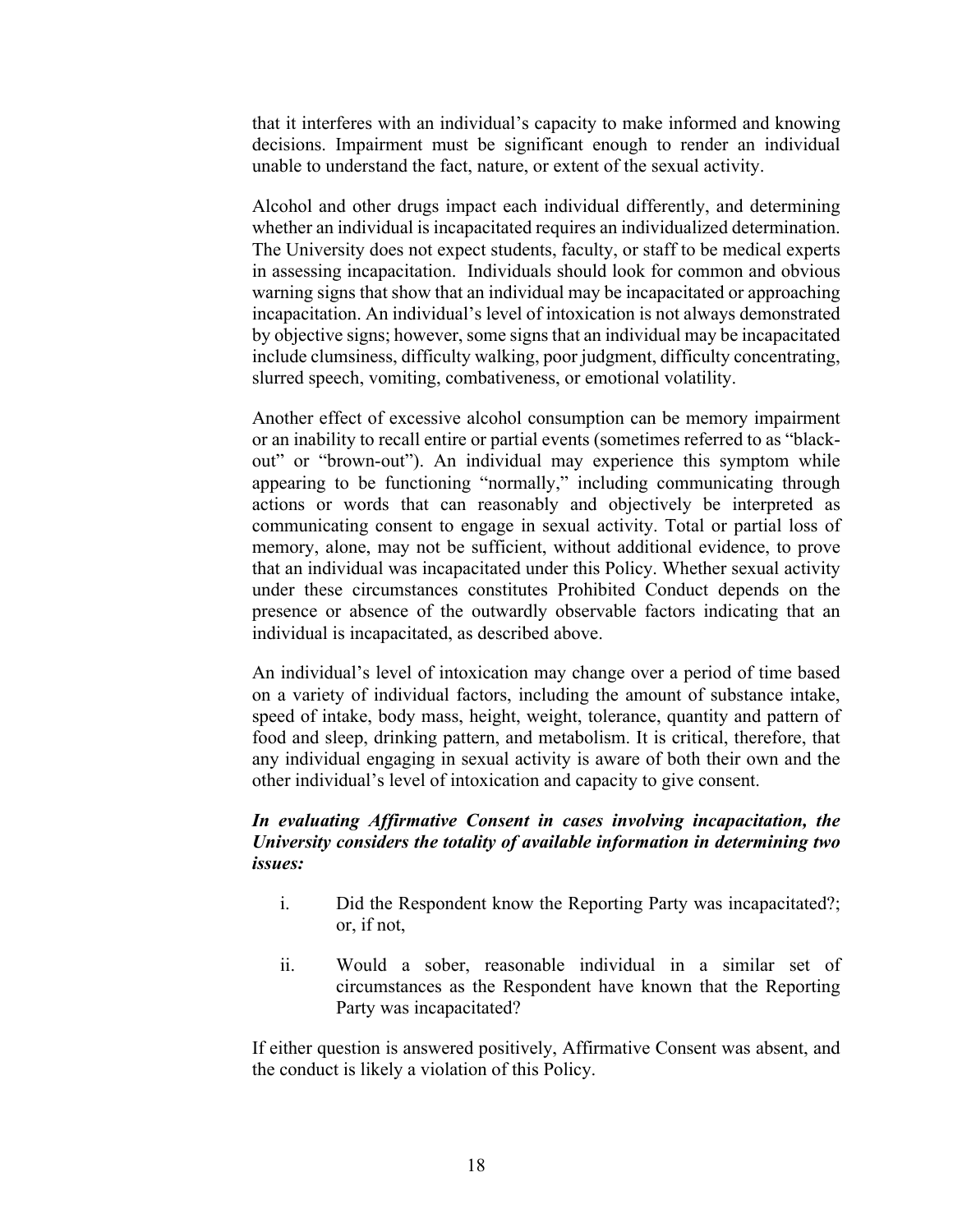that it interferes with an individual's capacity to make informed and knowing decisions. Impairment must be significant enough to render an individual unable to understand the fact, nature, or extent of the sexual activity.

Alcohol and other drugs impact each individual differently, and determining whether an individual is incapacitated requires an individualized determination. The University does not expect students, faculty, or staff to be medical experts in assessing incapacitation. Individuals should look for common and obvious warning signs that show that an individual may be incapacitated or approaching incapacitation. An individual's level of intoxication is not always demonstrated by objective signs; however, some signs that an individual may be incapacitated include clumsiness, difficulty walking, poor judgment, difficulty concentrating, slurred speech, vomiting, combativeness, or emotional volatility.

Another effect of excessive alcohol consumption can be memory impairment or an inability to recall entire or partial events (sometimes referred to as "black-out" or "brown-out"). An individual may experience this symptom while appearing to be functioning "normally," including communicating through actions or words that can reasonably and objectively be interpreted as communicating consent to engage in sexual activity. Total or partial loss of memory, alone, may not be sufficient, without additional evidence, to prove that an individual was incapacitated under this Policy. Whether sexual activity under these circumstances constitutes Prohibited Conduct depends on the presence or absence of the outwardly observable factors indicating that an individual is incapacitated, as described above.

An individual's level of intoxication may change over a period of time based on a variety of individual factors, including the amount of substance intake, speed of intake, body mass, height, weight, tolerance, quantity and pattern of food and sleep, drinking pattern, and metabolism. It is critical, therefore, that any individual engaging in sexual activity is aware of both their own and the other individual's level of intoxication and capacity to give consent.

***In evaluating Affirmative Consent in cases involving incapacitation, the University considers the totality of available information in determining two issues:***

i. Did the Respondent know the Reporting Party was incapacitated?; or, if not,

ii. Would a sober, reasonable individual in a similar set of circumstances as the Respondent have known that the Reporting Party was incapacitated?

If either question is answered positively, Affirmative Consent was absent, and the conduct is likely a violation of this Policy.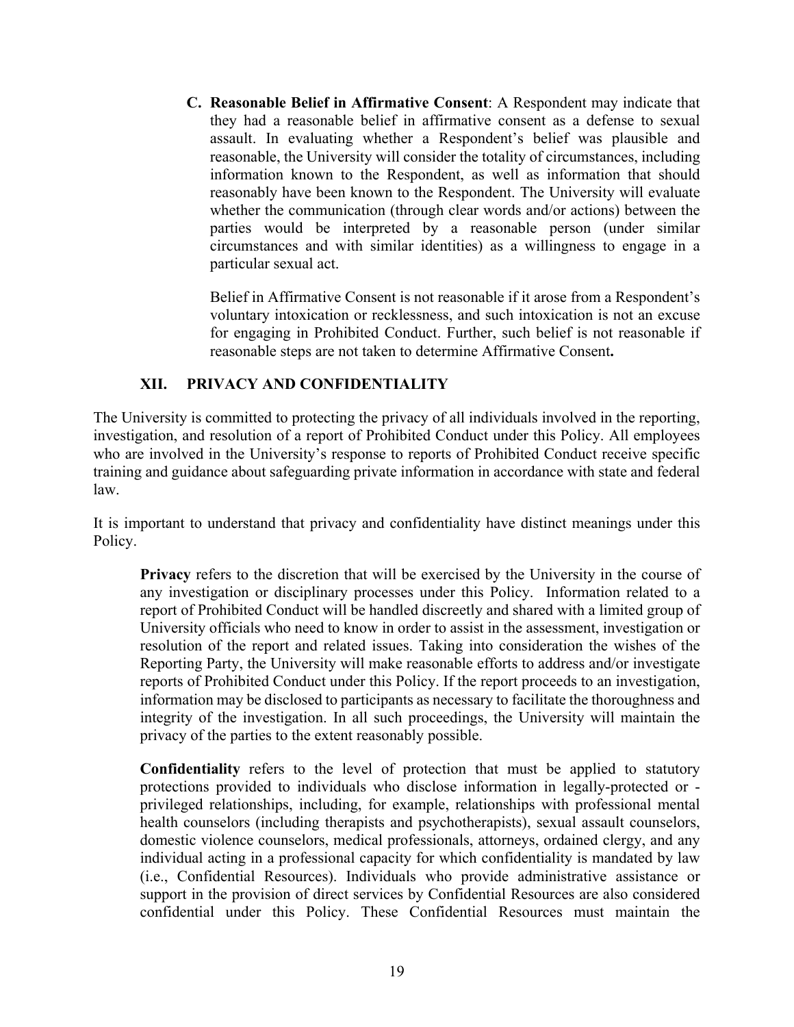**C. Reasonable Belief in Affirmative Consent**: A Respondent may indicate that they had a reasonable belief in affirmative consent as a defense to sexual assault. In evaluating whether a Respondent's belief was plausible and reasonable, the University will consider the totality of circumstances, including information known to the Respondent, as well as information that should reasonably have been known to the Respondent. The University will evaluate whether the communication (through clear words and/or actions) between the parties would be interpreted by a reasonable person (under similar circumstances and with similar identities) as a willingness to engage in a particular sexual act.

Belief in Affirmative Consent is not reasonable if it arose from a Respondent's voluntary intoxication or recklessness, and such intoxication is not an excuse for engaging in Prohibited Conduct. Further, such belief is not reasonable if reasonable steps are not taken to determine Affirmative Consent**.**

## XII. PRIVACY AND CONFIDENTIALITY

The University is committed to protecting the privacy of all individuals involved in the reporting, investigation, and resolution of a report of Prohibited Conduct under this Policy. All employees who are involved in the University's response to reports of Prohibited Conduct receive specific training and guidance about safeguarding private information in accordance with state and federal law.

It is important to understand that privacy and confidentiality have distinct meanings under this Policy.

**Privacy** refers to the discretion that will be exercised by the University in the course of any investigation or disciplinary processes under this Policy. Information related to a report of Prohibited Conduct will be handled discreetly and shared with a limited group of University officials who need to know in order to assist in the assessment, investigation or resolution of the report and related issues. Taking into consideration the wishes of the Reporting Party, the University will make reasonable efforts to address and/or investigate reports of Prohibited Conduct under this Policy. If the report proceeds to an investigation, information may be disclosed to participants as necessary to facilitate the thoroughness and integrity of the investigation. In all such proceedings, the University will maintain the privacy of the parties to the extent reasonably possible.

**Confidentiality** refers to the level of protection that must be applied to statutory protections provided to individuals who disclose information in legally-protected or -privileged relationships, including, for example, relationships with professional mental health counselors (including therapists and psychotherapists), sexual assault counselors, domestic violence counselors, medical professionals, attorneys, ordained clergy, and any individual acting in a professional capacity for which confidentiality is mandated by law (i.e., Confidential Resources). Individuals who provide administrative assistance or support in the provision of direct services by Confidential Resources are also considered confidential under this Policy. These Confidential Resources must maintain the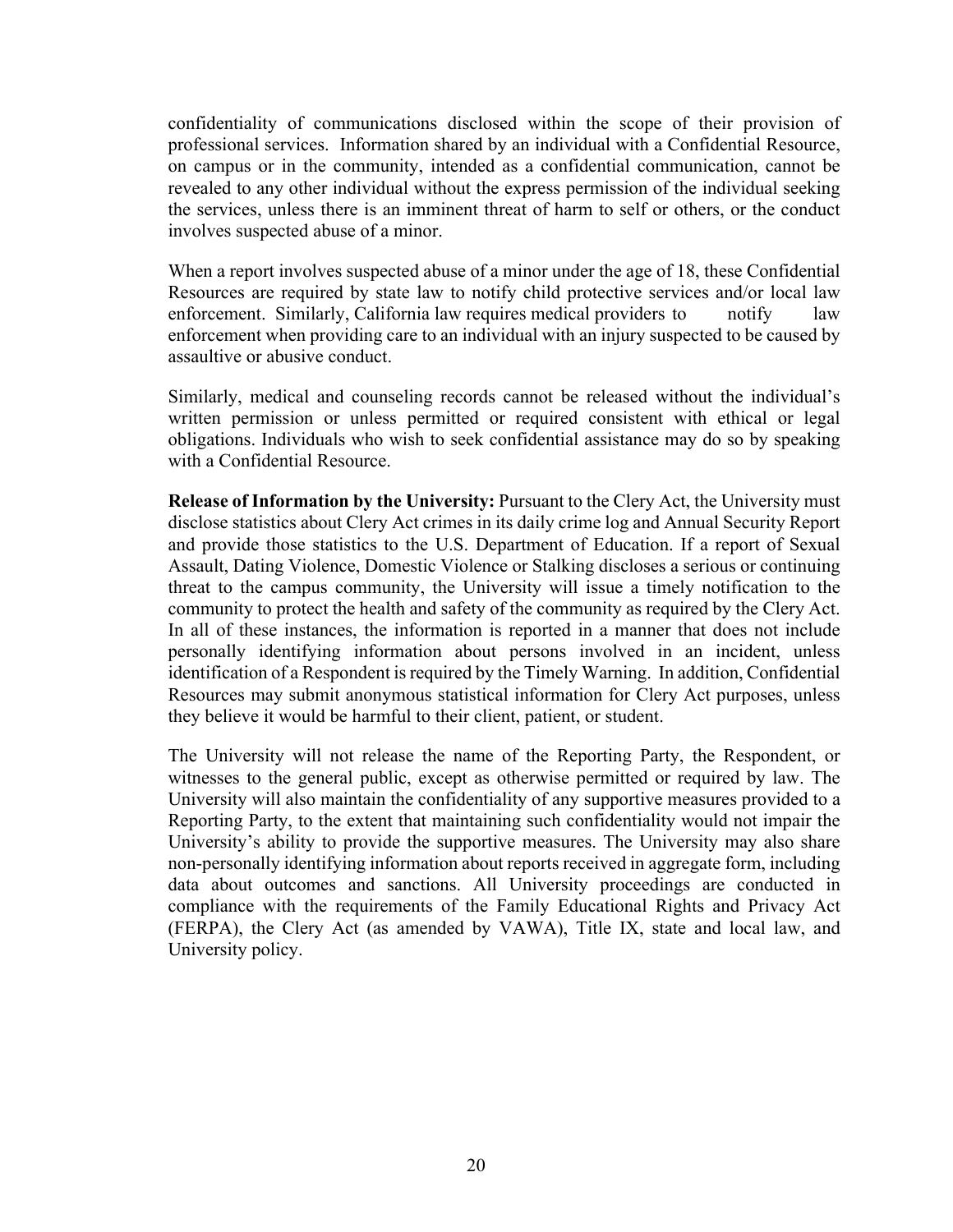confidentiality of communications disclosed within the scope of their provision of professional services. Information shared by an individual with a Confidential Resource, on campus or in the community, intended as a confidential communication, cannot be revealed to any other individual without the express permission of the individual seeking the services, unless there is an imminent threat of harm to self or others, or the conduct involves suspected abuse of a minor.

When a report involves suspected abuse of a minor under the age of 18, these Confidential Resources are required by state law to notify child protective services and/or local law enforcement. Similarly, California law requires medical providers to notify law enforcement when providing care to an individual with an injury suspected to be caused by assaultive or abusive conduct.

Similarly, medical and counseling records cannot be released without the individual's written permission or unless permitted or required consistent with ethical or legal obligations. Individuals who wish to seek confidential assistance may do so by speaking with a Confidential Resource.

**Release of Information by the University:** Pursuant to the Clery Act, the University must disclose statistics about Clery Act crimes in its daily crime log and Annual Security Report and provide those statistics to the U.S. Department of Education. If a report of Sexual Assault, Dating Violence, Domestic Violence or Stalking discloses a serious or continuing threat to the campus community, the University will issue a timely notification to the community to protect the health and safety of the community as required by the Clery Act. In all of these instances, the information is reported in a manner that does not include personally identifying information about persons involved in an incident, unless identification of a Respondent is required by the Timely Warning. In addition, Confidential Resources may submit anonymous statistical information for Clery Act purposes, unless they believe it would be harmful to their client, patient, or student.

The University will not release the name of the Reporting Party, the Respondent, or witnesses to the general public, except as otherwise permitted or required by law. The University will also maintain the confidentiality of any supportive measures provided to a Reporting Party, to the extent that maintaining such confidentiality would not impair the University's ability to provide the supportive measures. The University may also share non-personally identifying information about reports received in aggregate form, including data about outcomes and sanctions. All University proceedings are conducted in compliance with the requirements of the Family Educational Rights and Privacy Act (FERPA), the Clery Act (as amended by VAWA), Title IX, state and local law, and University policy.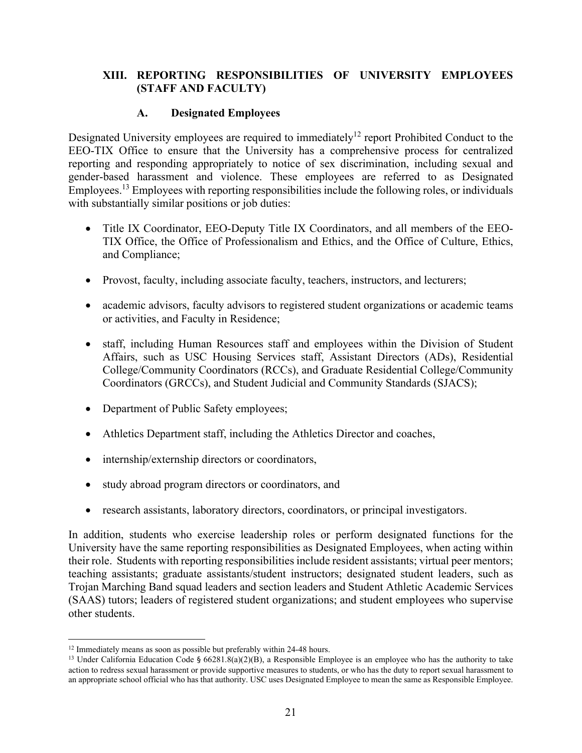## XIII. REPORTING RESPONSIBILITIES OF UNIVERSITY EMPLOYEES (STAFF AND FACULTY)

### A. Designated Employees

Designated University employees are required to immediately[12] report Prohibited Conduct to the EEO-TIX Office to ensure that the University has a comprehensive process for centralized reporting and responding appropriately to notice of sex discrimination, including sexual and gender-based harassment and violence. These employees are referred to as Designated Employees.[13] Employees with reporting responsibilities include the following roles, or individuals with substantially similar positions or job duties:

- Title IX Coordinator, EEO-Deputy Title IX Coordinators, and all members of the EEO-TIX Office, the Office of Professionalism and Ethics, and the Office of Culture, Ethics, and Compliance;
- Provost, faculty, including associate faculty, teachers, instructors, and lecturers;
- academic advisors, faculty advisors to registered student organizations or academic teams or activities, and Faculty in Residence;
- staff, including Human Resources staff and employees within the Division of Student Affairs, such as USC Housing Services staff, Assistant Directors (ADs), Residential College/Community Coordinators (RCCs), and Graduate Residential College/Community Coordinators (GRCCs), and Student Judicial and Community Standards (SJACS);
- Department of Public Safety employees;
- Athletics Department staff, including the Athletics Director and coaches,
- internship/externship directors or coordinators,
- study abroad program directors or coordinators, and
- research assistants, laboratory directors, coordinators, or principal investigators.

In addition, students who exercise leadership roles or perform designated functions for the University have the same reporting responsibilities as Designated Employees, when acting within their role. Students with reporting responsibilities include resident assistants; virtual peer mentors; teaching assistants; graduate assistants/student instructors; designated student leaders, such as Trojan Marching Band squad leaders and section leaders and Student Athletic Academic Services (SAAS) tutors; leaders of registered student organizations; and student employees who supervise other students.

---

[12] Immediately means as soon as possible but preferably within 24-48 hours.

[13] Under California Education Code § 66281.8(a)(2)(B), a Responsible Employee is an employee who has the authority to take action to redress sexual harassment or provide supportive measures to students, or who has the duty to report sexual harassment to an appropriate school official who has that authority. USC uses Designated Employee to mean the same as Responsible Employee.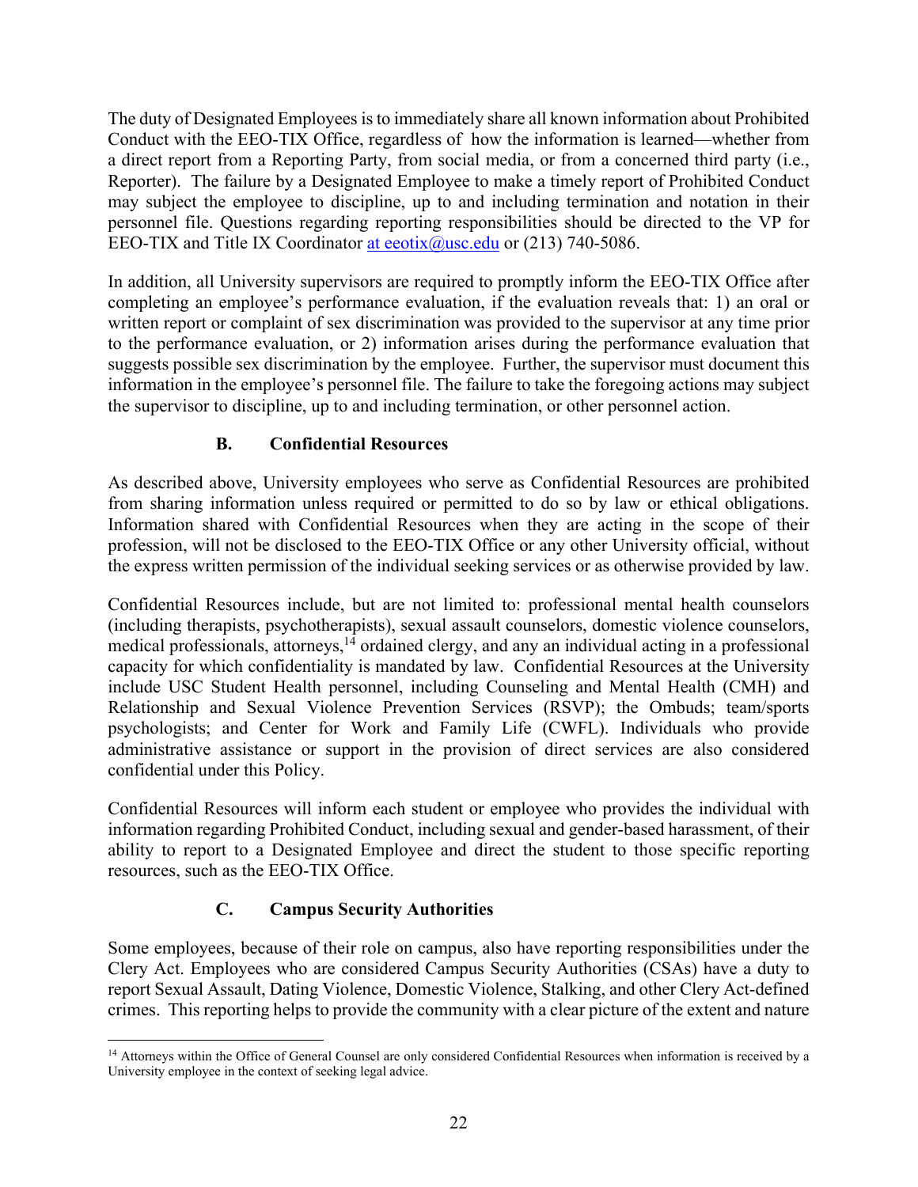The duty of Designated Employees is to immediately share all known information about Prohibited Conduct with the EEO-TIX Office, regardless of how the information is learned—whether from a direct report from a Reporting Party, from social media, or from a concerned third party (i.e., Reporter). The failure by a Designated Employee to make a timely report of Prohibited Conduct may subject the employee to discipline, up to and including termination and notation in their personnel file. Questions regarding reporting responsibilities should be directed to the VP for EEO-TIX and Title IX Coordinator at eeotix@usc.edu or (213) 740-5086.

In addition, all University supervisors are required to promptly inform the EEO-TIX Office after completing an employee's performance evaluation, if the evaluation reveals that: 1) an oral or written report or complaint of sex discrimination was provided to the supervisor at any time prior to the performance evaluation, or 2) information arises during the performance evaluation that suggests possible sex discrimination by the employee. Further, the supervisor must document this information in the employee's personnel file. The failure to take the foregoing actions may subject the supervisor to discipline, up to and including termination, or other personnel action.

### B. Confidential Resources

As described above, University employees who serve as Confidential Resources are prohibited from sharing information unless required or permitted to do so by law or ethical obligations. Information shared with Confidential Resources when they are acting in the scope of their profession, will not be disclosed to the EEO-TIX Office or any other University official, without the express written permission of the individual seeking services or as otherwise provided by law.

Confidential Resources include, but are not limited to: professional mental health counselors (including therapists, psychotherapists), sexual assault counselors, domestic violence counselors, medical professionals, attorneys,[14] ordained clergy, and any an individual acting in a professional capacity for which confidentiality is mandated by law. Confidential Resources at the University include USC Student Health personnel, including Counseling and Mental Health (CMH) and Relationship and Sexual Violence Prevention Services (RSVP); the Ombuds; team/sports psychologists; and Center for Work and Family Life (CWFL). Individuals who provide administrative assistance or support in the provision of direct services are also considered confidential under this Policy.

Confidential Resources will inform each student or employee who provides the individual with information regarding Prohibited Conduct, including sexual and gender-based harassment, of their ability to report to a Designated Employee and direct the student to those specific reporting resources, such as the EEO-TIX Office.

### C. Campus Security Authorities

Some employees, because of their role on campus, also have reporting responsibilities under the Clery Act. Employees who are considered Campus Security Authorities (CSAs) have a duty to report Sexual Assault, Dating Violence, Domestic Violence, Stalking, and other Clery Act-defined crimes. This reporting helps to provide the community with a clear picture of the extent and nature

[14] Attorneys within the Office of General Counsel are only considered Confidential Resources when information is received by a University employee in the context of seeking legal advice.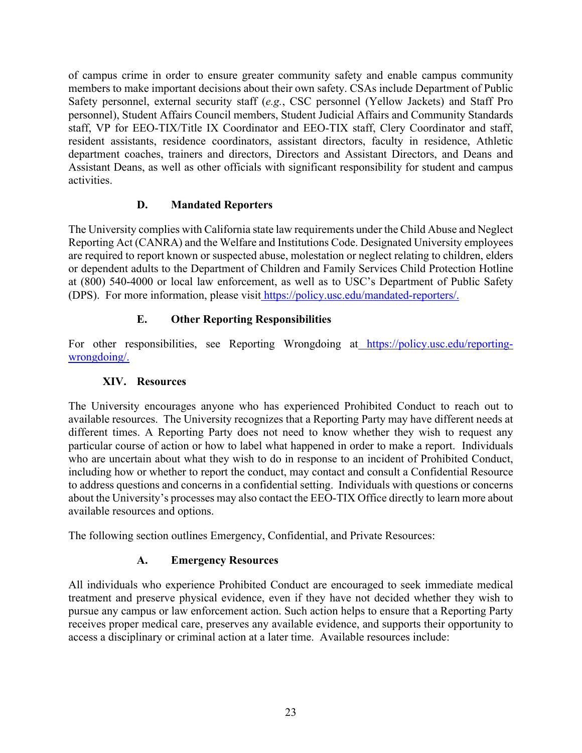of campus crime in order to ensure greater community safety and enable campus community members to make important decisions about their own safety. CSAs include Department of Public Safety personnel, external security staff (*e.g.*, CSC personnel (Yellow Jackets) and Staff Pro personnel), Student Affairs Council members, Student Judicial Affairs and Community Standards staff, VP for EEO-TIX/Title IX Coordinator and EEO-TIX staff, Clery Coordinator and staff, resident assistants, residence coordinators, assistant directors, faculty in residence, Athletic department coaches, trainers and directors, Directors and Assistant Directors, and Deans and Assistant Deans, as well as other officials with significant responsibility for student and campus activities.

### D. Mandated Reporters

The University complies with California state law requirements under the Child Abuse and Neglect Reporting Act (CANRA) and the Welfare and Institutions Code. Designated University employees are required to report known or suspected abuse, molestation or neglect relating to children, elders or dependent adults to the Department of Children and Family Services Child Protection Hotline at (800) 540-4000 or local law enforcement, as well as to USC's Department of Public Safety (DPS). For more information, please visit [https://policy.usc.edu/mandated-reporters/.](https://policy.usc.edu/mandated-reporters/)

### E. Other Reporting Responsibilities

For other responsibilities, see Reporting Wrongdoing at [https://policy.usc.edu/reporting-wrongdoing/.](https://policy.usc.edu/reporting-wrongdoing/)

## XIV. Resources

The University encourages anyone who has experienced Prohibited Conduct to reach out to available resources. The University recognizes that a Reporting Party may have different needs at different times. A Reporting Party does not need to know whether they wish to request any particular course of action or how to label what happened in order to make a report. Individuals who are uncertain about what they wish to do in response to an incident of Prohibited Conduct, including how or whether to report the conduct, may contact and consult a Confidential Resource to address questions and concerns in a confidential setting. Individuals with questions or concerns about the University's processes may also contact the EEO-TIX Office directly to learn more about available resources and options.

The following section outlines Emergency, Confidential, and Private Resources:

### A. Emergency Resources

All individuals who experience Prohibited Conduct are encouraged to seek immediate medical treatment and preserve physical evidence, even if they have not decided whether they wish to pursue any campus or law enforcement action. Such action helps to ensure that a Reporting Party receives proper medical care, preserves any available evidence, and supports their opportunity to access a disciplinary or criminal action at a later time. Available resources include: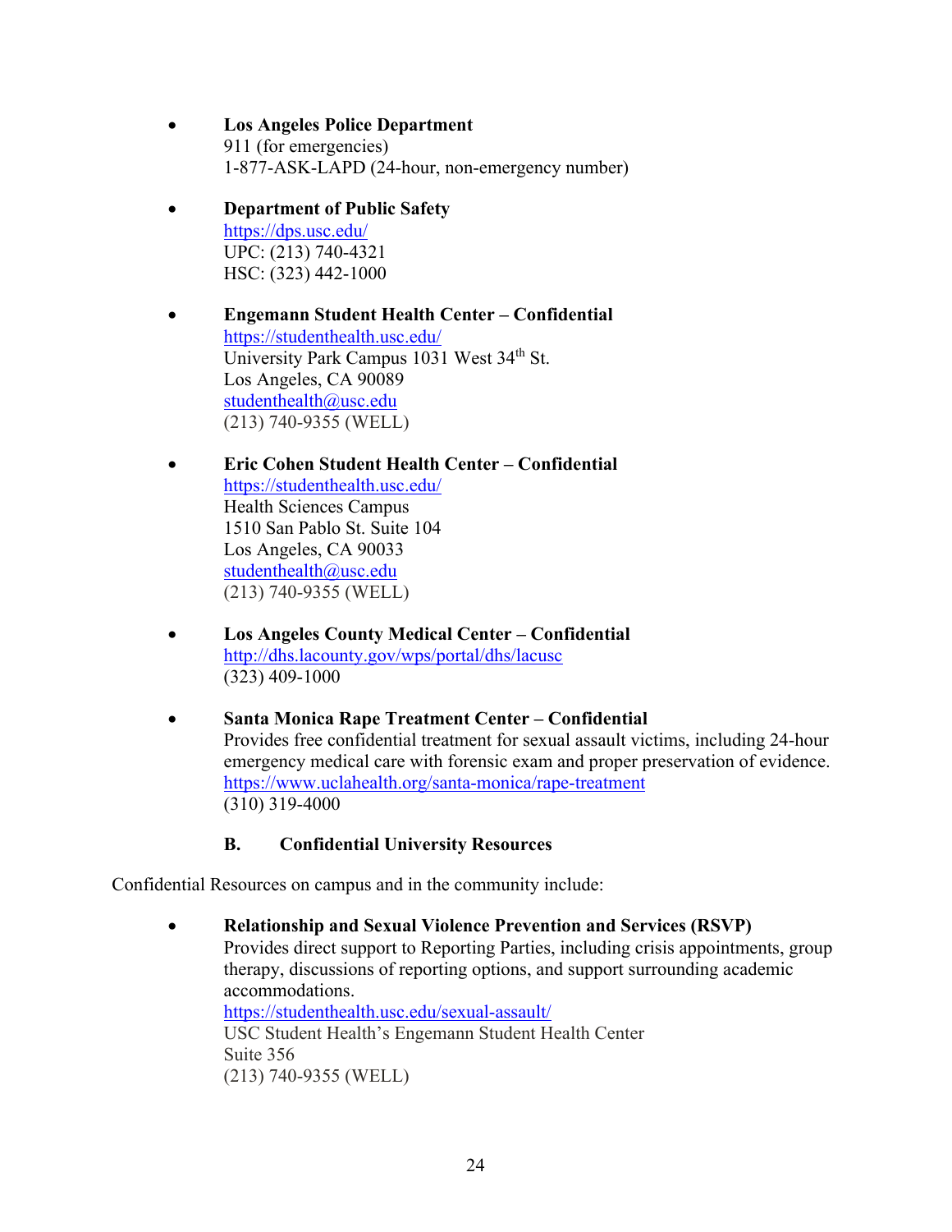- **Los Angeles Police Department**
  911 (for emergencies)
  1-877-ASK-LAPD (24-hour, non-emergency number)

- **Department of Public Safety**
  https://dps.usc.edu/
  UPC: (213) 740-4321
  HSC: (323) 442-1000

- **Engemann Student Health Center – Confidential**
  https://studenthealth.usc.edu/
  University Park Campus 1031 West 34th St.
  Los Angeles, CA 90089
  studenthealth@usc.edu
  (213) 740-9355 (WELL)

- **Eric Cohen Student Health Center – Confidential**
  https://studenthealth.usc.edu/
  Health Sciences Campus
  1510 San Pablo St. Suite 104
  Los Angeles, CA 90033
  studenthealth@usc.edu
  (213) 740-9355 (WELL)

- **Los Angeles County Medical Center – Confidential**
  http://dhs.lacounty.gov/wps/portal/dhs/lacusc
  (323) 409-1000

- **Santa Monica Rape Treatment Center – Confidential**
  Provides free confidential treatment for sexual assault victims, including 24-hour emergency medical care with forensic exam and proper preservation of evidence.
  https://www.uclahealth.org/santa-monica/rape-treatment
  (310) 319-4000

### B. Confidential University Resources

Confidential Resources on campus and in the community include:

- **Relationship and Sexual Violence Prevention and Services (RSVP)**
  Provides direct support to Reporting Parties, including crisis appointments, group therapy, discussions of reporting options, and support surrounding academic accommodations.
  https://studenthealth.usc.edu/sexual-assault/
  USC Student Health's Engemann Student Health Center
  Suite 356
  (213) 740-9355 (WELL)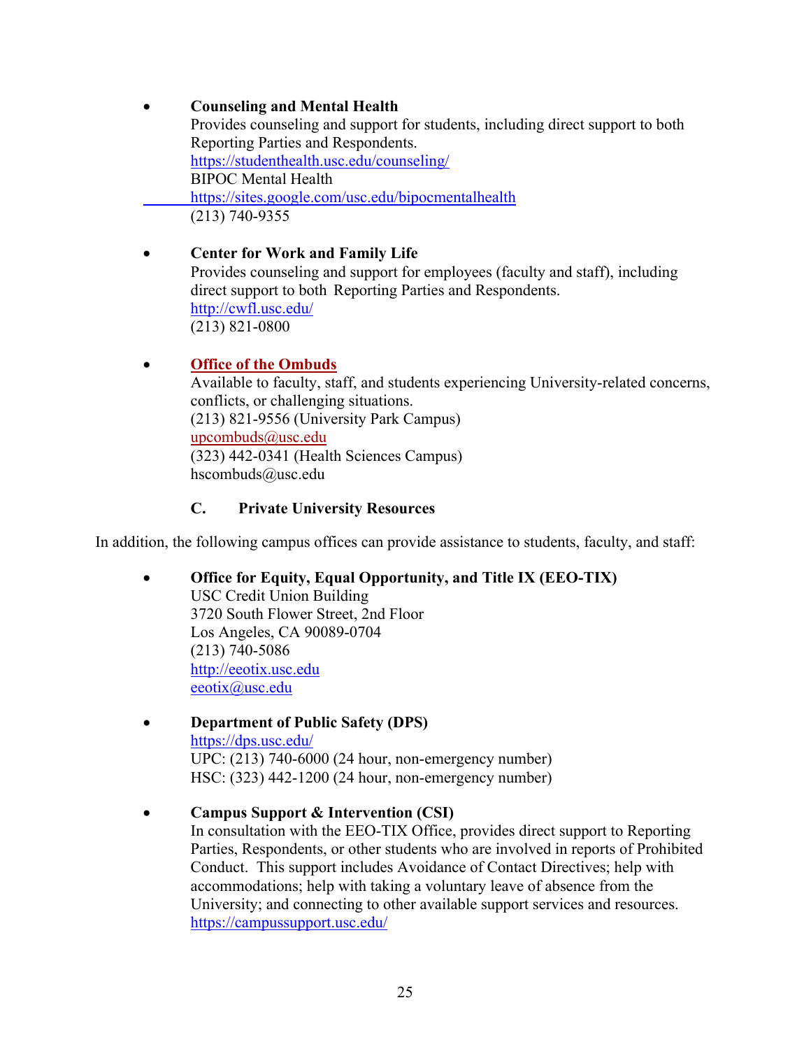- **Counseling and Mental Health**
  Provides counseling and support for students, including direct support to both Reporting Parties and Respondents.
  https://studenthealth.usc.edu/counseling/
  BIPOC Mental Health
  https://sites.google.com/usc.edu/bipocmentalhealth
  (213) 740-9355

- **Center for Work and Family Life**
  Provides counseling and support for employees (faculty and staff), including direct support to both Reporting Parties and Respondents.
  http://cwfl.usc.edu/
  (213) 821-0800

- **Office of the Ombuds**
  Available to faculty, staff, and students experiencing University-related concerns, conflicts, or challenging situations.
  (213) 821-9556 (University Park Campus)
  upcombuds@usc.edu
  (323) 442-0341 (Health Sciences Campus)
  hscombuds@usc.edu

### C. Private University Resources

In addition, the following campus offices can provide assistance to students, faculty, and staff:

- **Office for Equity, Equal Opportunity, and Title IX (EEO-TIX)**
  USC Credit Union Building
  3720 South Flower Street, 2nd Floor
  Los Angeles, CA 90089-0704
  (213) 740-5086
  http://eeotix.usc.edu
  eeotix@usc.edu

- **Department of Public Safety (DPS)**
  https://dps.usc.edu/
  UPC: (213) 740-6000 (24 hour, non-emergency number)
  HSC: (323) 442-1200 (24 hour, non-emergency number)

- **Campus Support & Intervention (CSI)**
  In consultation with the EEO-TIX Office, provides direct support to Reporting Parties, Respondents, or other students who are involved in reports of Prohibited Conduct. This support includes Avoidance of Contact Directives; help with accommodations; help with taking a voluntary leave of absence from the University; and connecting to other available support services and resources.
  https://campussupport.usc.edu/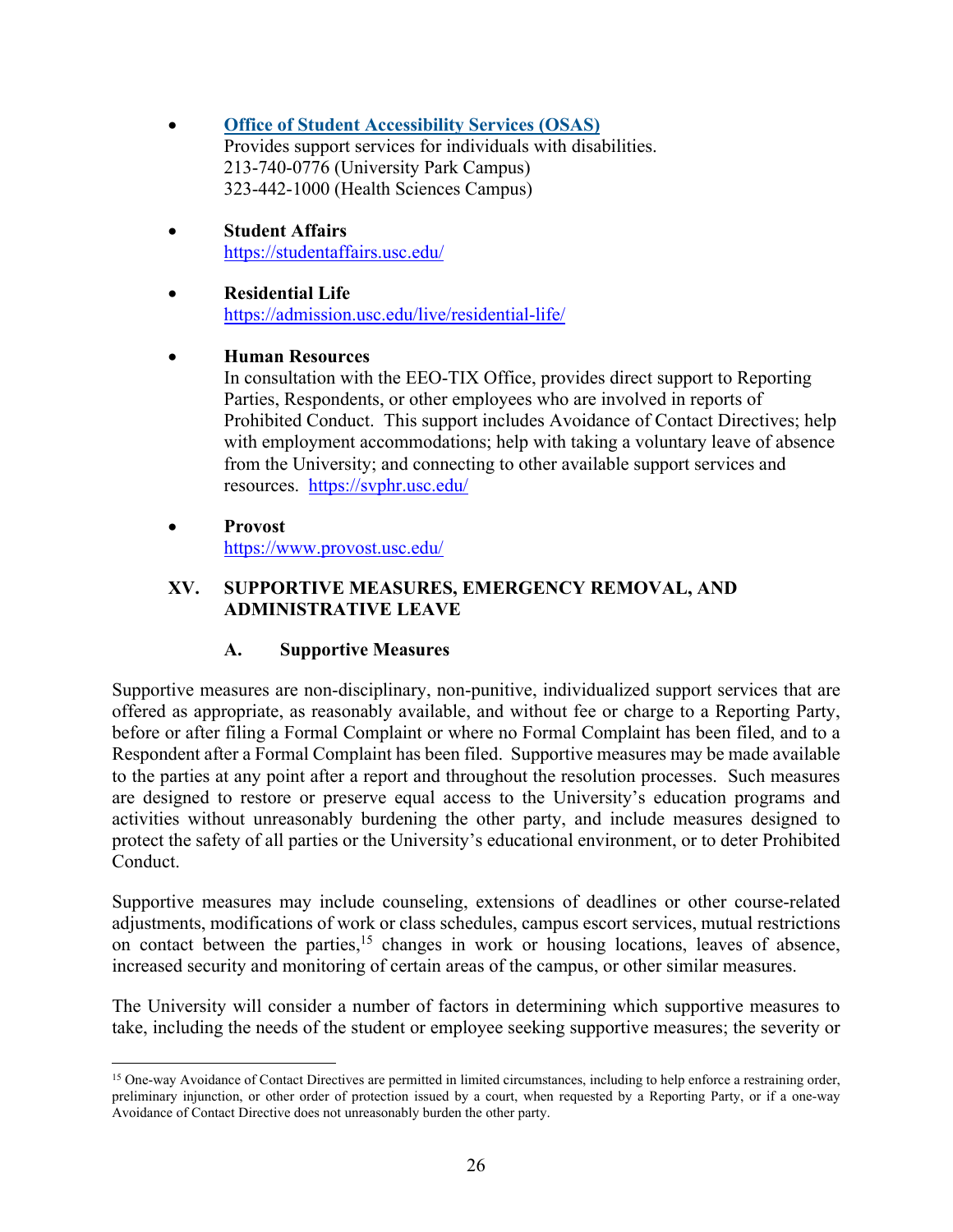- **[Office of Student Accessibility Services (OSAS)](#)**
  Provides support services for individuals with disabilities.
  213-740-0776 (University Park Campus)
  323-442-1000 (Health Sciences Campus)

- **Student Affairs**
  https://studentaffairs.usc.edu/

- **Residential Life**
  https://admission.usc.edu/live/residential-life/

- **Human Resources**
  In consultation with the EEO-TIX Office, provides direct support to Reporting Parties, Respondents, or other employees who are involved in reports of Prohibited Conduct. This support includes Avoidance of Contact Directives; help with employment accommodations; help with taking a voluntary leave of absence from the University; and connecting to other available support services and resources. https://svphr.usc.edu/

- **Provost**
  https://www.provost.usc.edu/

## XV. SUPPORTIVE MEASURES, EMERGENCY REMOVAL, AND ADMINISTRATIVE LEAVE

### A. Supportive Measures

Supportive measures are non-disciplinary, non-punitive, individualized support services that are offered as appropriate, as reasonably available, and without fee or charge to a Reporting Party, before or after filing a Formal Complaint or where no Formal Complaint has been filed, and to a Respondent after a Formal Complaint has been filed. Supportive measures may be made available to the parties at any point after a report and throughout the resolution processes. Such measures are designed to restore or preserve equal access to the University's education programs and activities without unreasonably burdening the other party, and include measures designed to protect the safety of all parties or the University's educational environment, or to deter Prohibited Conduct.

Supportive measures may include counseling, extensions of deadlines or other course-related adjustments, modifications of work or class schedules, campus escort services, mutual restrictions on contact between the parties,[15] changes in work or housing locations, leaves of absence, increased security and monitoring of certain areas of the campus, or other similar measures.

The University will consider a number of factors in determining which supportive measures to take, including the needs of the student or employee seeking supportive measures; the severity or

[15] One-way Avoidance of Contact Directives are permitted in limited circumstances, including to help enforce a restraining order, preliminary injunction, or other order of protection issued by a court, when requested by a Reporting Party, or if a one-way Avoidance of Contact Directive does not unreasonably burden the other party.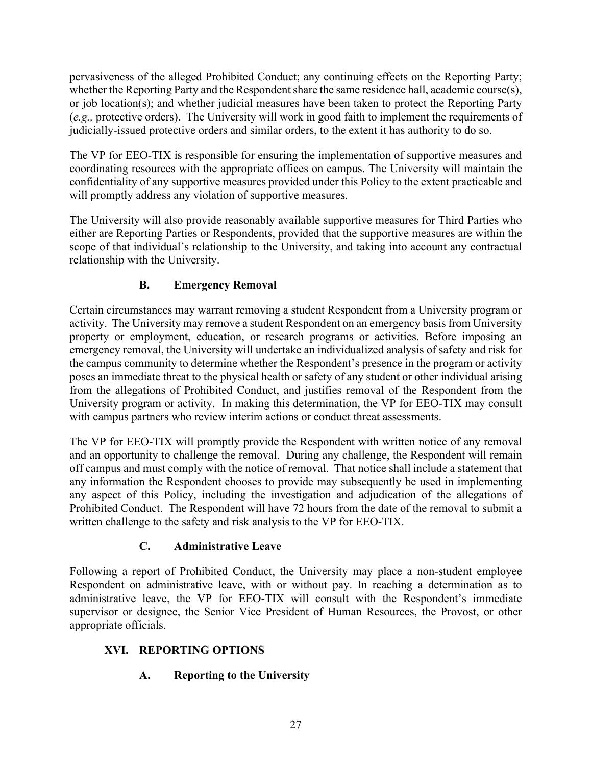pervasiveness of the alleged Prohibited Conduct; any continuing effects on the Reporting Party; whether the Reporting Party and the Respondent share the same residence hall, academic course(s), or job location(s); and whether judicial measures have been taken to protect the Reporting Party (*e.g.,* protective orders). The University will work in good faith to implement the requirements of judicially-issued protective orders and similar orders, to the extent it has authority to do so.

The VP for EEO-TIX is responsible for ensuring the implementation of supportive measures and coordinating resources with the appropriate offices on campus. The University will maintain the confidentiality of any supportive measures provided under this Policy to the extent practicable and will promptly address any violation of supportive measures.

The University will also provide reasonably available supportive measures for Third Parties who either are Reporting Parties or Respondents, provided that the supportive measures are within the scope of that individual's relationship to the University, and taking into account any contractual relationship with the University.

### B. Emergency Removal

Certain circumstances may warrant removing a student Respondent from a University program or activity. The University may remove a student Respondent on an emergency basis from University property or employment, education, or research programs or activities. Before imposing an emergency removal, the University will undertake an individualized analysis of safety and risk for the campus community to determine whether the Respondent's presence in the program or activity poses an immediate threat to the physical health or safety of any student or other individual arising from the allegations of Prohibited Conduct, and justifies removal of the Respondent from the University program or activity. In making this determination, the VP for EEO-TIX may consult with campus partners who review interim actions or conduct threat assessments.

The VP for EEO-TIX will promptly provide the Respondent with written notice of any removal and an opportunity to challenge the removal. During any challenge, the Respondent will remain off campus and must comply with the notice of removal. That notice shall include a statement that any information the Respondent chooses to provide may subsequently be used in implementing any aspect of this Policy, including the investigation and adjudication of the allegations of Prohibited Conduct. The Respondent will have 72 hours from the date of the removal to submit a written challenge to the safety and risk analysis to the VP for EEO-TIX.

### C. Administrative Leave

Following a report of Prohibited Conduct, the University may place a non-student employee Respondent on administrative leave, with or without pay. In reaching a determination as to administrative leave, the VP for EEO-TIX will consult with the Respondent's immediate supervisor or designee, the Senior Vice President of Human Resources, the Provost, or other appropriate officials.

## XVI. REPORTING OPTIONS

### A. Reporting to the University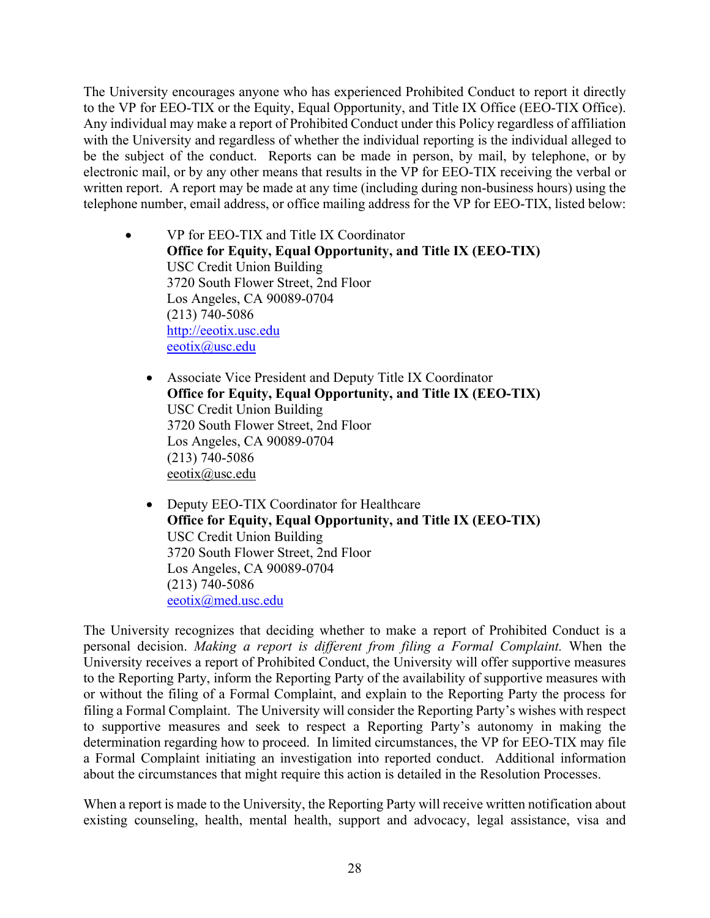The University encourages anyone who has experienced Prohibited Conduct to report it directly to the VP for EEO-TIX or the Equity, Equal Opportunity, and Title IX Office (EEO-TIX Office). Any individual may make a report of Prohibited Conduct under this Policy regardless of affiliation with the University and regardless of whether the individual reporting is the individual alleged to be the subject of the conduct. Reports can be made in person, by mail, by telephone, or by electronic mail, or by any other means that results in the VP for EEO-TIX receiving the verbal or written report. A report may be made at any time (including during non-business hours) using the telephone number, email address, or office mailing address for the VP for EEO-TIX, listed below:

- VP for EEO-TIX and Title IX Coordinator
  **Office for Equity, Equal Opportunity, and Title IX (EEO-TIX)**
  USC Credit Union Building
  3720 South Flower Street, 2nd Floor
  Los Angeles, CA 90089-0704
  (213) 740-5086
  http://eeotix.usc.edu
  eeotix@usc.edu

- Associate Vice President and Deputy Title IX Coordinator
  **Office for Equity, Equal Opportunity, and Title IX (EEO-TIX)**
  USC Credit Union Building
  3720 South Flower Street, 2nd Floor
  Los Angeles, CA 90089-0704
  (213) 740-5086
  eeotix@usc.edu

- Deputy EEO-TIX Coordinator for Healthcare
  **Office for Equity, Equal Opportunity, and Title IX (EEO-TIX)**
  USC Credit Union Building
  3720 South Flower Street, 2nd Floor
  Los Angeles, CA 90089-0704
  (213) 740-5086
  eeotix@med.usc.edu

The University recognizes that deciding whether to make a report of Prohibited Conduct is a personal decision. *Making a report is different from filing a Formal Complaint.* When the University receives a report of Prohibited Conduct, the University will offer supportive measures to the Reporting Party, inform the Reporting Party of the availability of supportive measures with or without the filing of a Formal Complaint, and explain to the Reporting Party the process for filing a Formal Complaint. The University will consider the Reporting Party's wishes with respect to supportive measures and seek to respect a Reporting Party's autonomy in making the determination regarding how to proceed. In limited circumstances, the VP for EEO-TIX may file a Formal Complaint initiating an investigation into reported conduct. Additional information about the circumstances that might require this action is detailed in the Resolution Processes.

When a report is made to the University, the Reporting Party will receive written notification about existing counseling, health, mental health, support and advocacy, legal assistance, visa and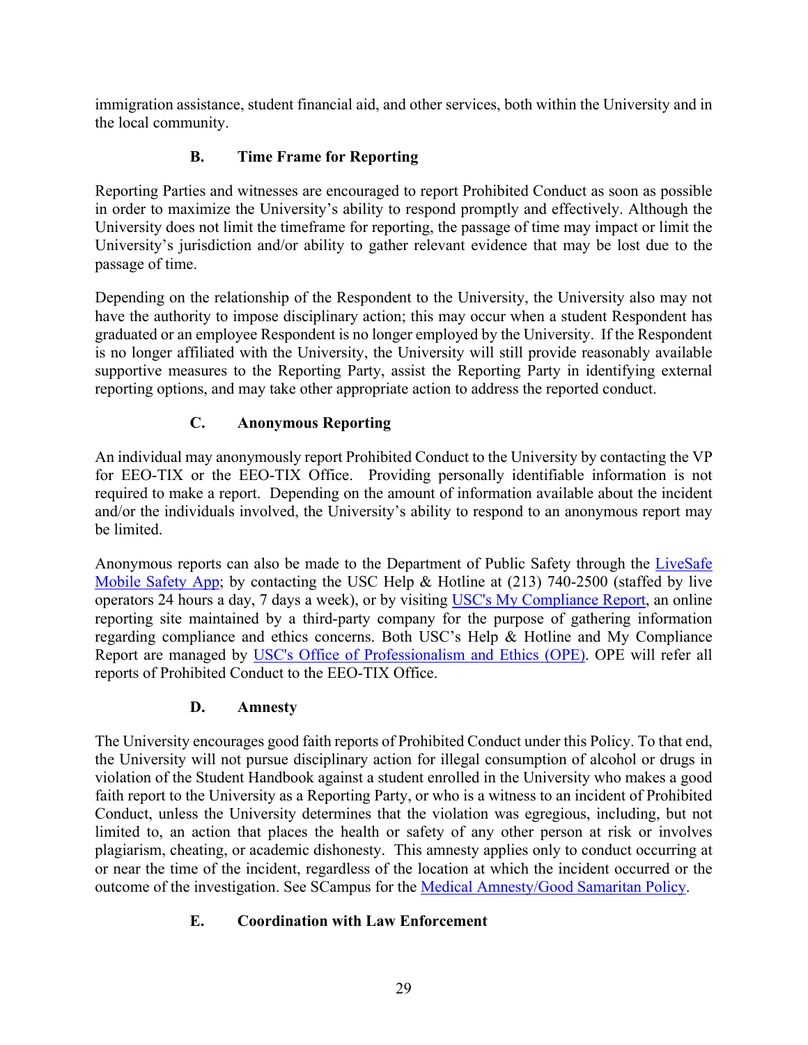immigration assistance, student financial aid, and other services, both within the University and in the local community.

### B. Time Frame for Reporting

Reporting Parties and witnesses are encouraged to report Prohibited Conduct as soon as possible in order to maximize the University's ability to respond promptly and effectively. Although the University does not limit the timeframe for reporting, the passage of time may impact or limit the University's jurisdiction and/or ability to gather relevant evidence that may be lost due to the passage of time.

Depending on the relationship of the Respondent to the University, the University also may not have the authority to impose disciplinary action; this may occur when a student Respondent has graduated or an employee Respondent is no longer employed by the University. If the Respondent is no longer affiliated with the University, the University will still provide reasonably available supportive measures to the Reporting Party, assist the Reporting Party in identifying external reporting options, and may take other appropriate action to address the reported conduct.

### C. Anonymous Reporting

An individual may anonymously report Prohibited Conduct to the University by contacting the VP for EEO-TIX or the EEO-TIX Office. Providing personally identifiable information is not required to make a report. Depending on the amount of information available about the incident and/or the individuals involved, the University's ability to respond to an anonymous report may be limited.

Anonymous reports can also be made to the Department of Public Safety through the LiveSafe Mobile Safety App; by contacting the USC Help & Hotline at (213) 740-2500 (staffed by live operators 24 hours a day, 7 days a week), or by visiting USC's My Compliance Report, an online reporting site maintained by a third-party company for the purpose of gathering information regarding compliance and ethics concerns. Both USC's Help & Hotline and My Compliance Report are managed by USC's Office of Professionalism and Ethics (OPE). OPE will refer all reports of Prohibited Conduct to the EEO-TIX Office.

### D. Amnesty

The University encourages good faith reports of Prohibited Conduct under this Policy. To that end, the University will not pursue disciplinary action for illegal consumption of alcohol or drugs in violation of the Student Handbook against a student enrolled in the University who makes a good faith report to the University as a Reporting Party, or who is a witness to an incident of Prohibited Conduct, unless the University determines that the violation was egregious, including, but not limited to, an action that places the health or safety of any other person at risk or involves plagiarism, cheating, or academic dishonesty. This amnesty applies only to conduct occurring at or near the time of the incident, regardless of the location at which the incident occurred or the outcome of the investigation. See SCampus for the Medical Amnesty/Good Samaritan Policy.

### E. Coordination with Law Enforcement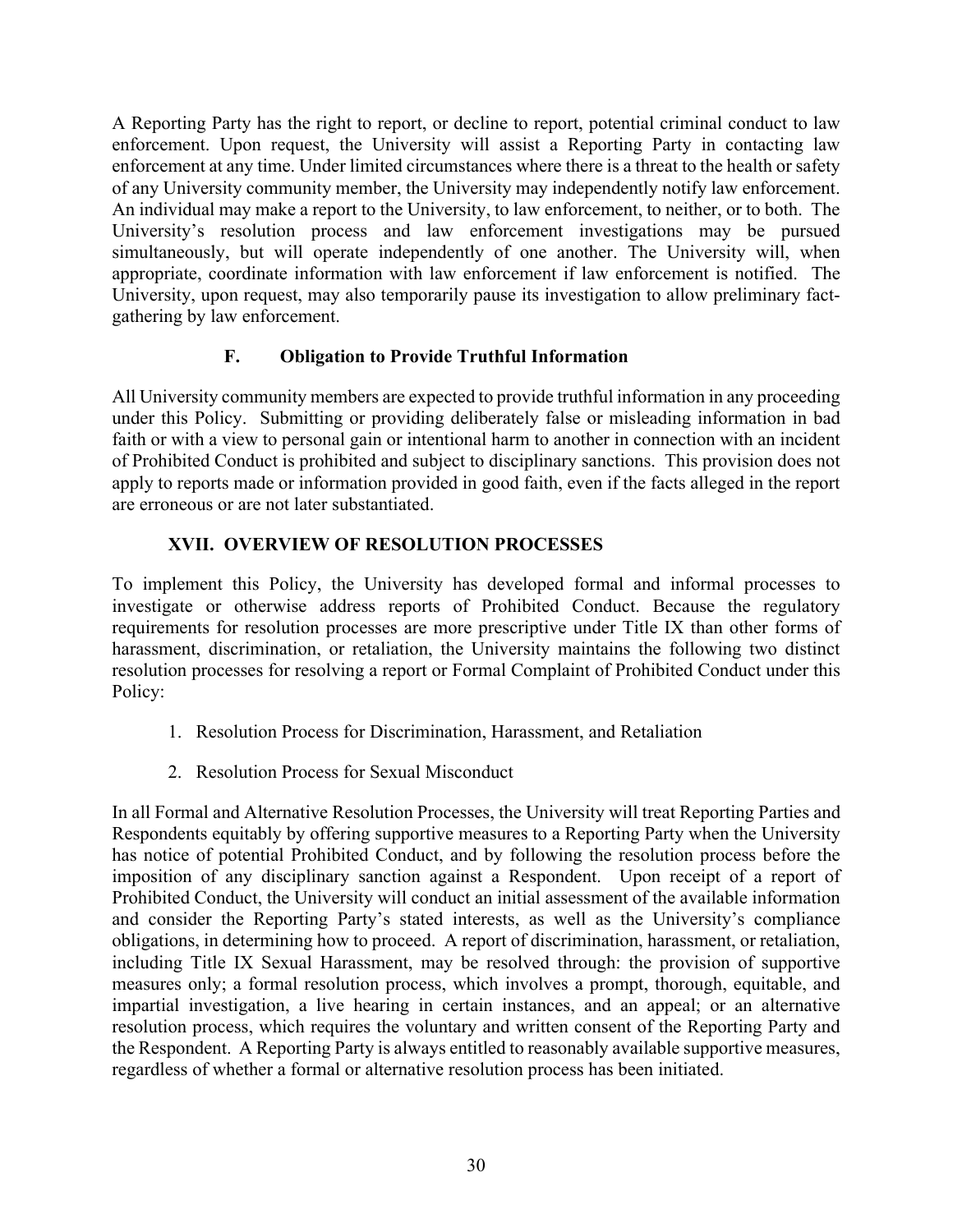A Reporting Party has the right to report, or decline to report, potential criminal conduct to law enforcement. Upon request, the University will assist a Reporting Party in contacting law enforcement at any time. Under limited circumstances where there is a threat to the health or safety of any University community member, the University may independently notify law enforcement. An individual may make a report to the University, to law enforcement, to neither, or to both. The University's resolution process and law enforcement investigations may be pursued simultaneously, but will operate independently of one another. The University will, when appropriate, coordinate information with law enforcement if law enforcement is notified. The University, upon request, may also temporarily pause its investigation to allow preliminary fact-gathering by law enforcement.

### F. Obligation to Provide Truthful Information

All University community members are expected to provide truthful information in any proceeding under this Policy. Submitting or providing deliberately false or misleading information in bad faith or with a view to personal gain or intentional harm to another in connection with an incident of Prohibited Conduct is prohibited and subject to disciplinary sanctions. This provision does not apply to reports made or information provided in good faith, even if the facts alleged in the report are erroneous or are not later substantiated.

## XVII. OVERVIEW OF RESOLUTION PROCESSES

To implement this Policy, the University has developed formal and informal processes to investigate or otherwise address reports of Prohibited Conduct. Because the regulatory requirements for resolution processes are more prescriptive under Title IX than other forms of harassment, discrimination, or retaliation, the University maintains the following two distinct resolution processes for resolving a report or Formal Complaint of Prohibited Conduct under this Policy:

1. Resolution Process for Discrimination, Harassment, and Retaliation
2. Resolution Process for Sexual Misconduct

In all Formal and Alternative Resolution Processes, the University will treat Reporting Parties and Respondents equitably by offering supportive measures to a Reporting Party when the University has notice of potential Prohibited Conduct, and by following the resolution process before the imposition of any disciplinary sanction against a Respondent. Upon receipt of a report of Prohibited Conduct, the University will conduct an initial assessment of the available information and consider the Reporting Party's stated interests, as well as the University's compliance obligations, in determining how to proceed. A report of discrimination, harassment, or retaliation, including Title IX Sexual Harassment, may be resolved through: the provision of supportive measures only; a formal resolution process, which involves a prompt, thorough, equitable, and impartial investigation, a live hearing in certain instances, and an appeal; or an alternative resolution process, which requires the voluntary and written consent of the Reporting Party and the Respondent. A Reporting Party is always entitled to reasonably available supportive measures, regardless of whether a formal or alternative resolution process has been initiated.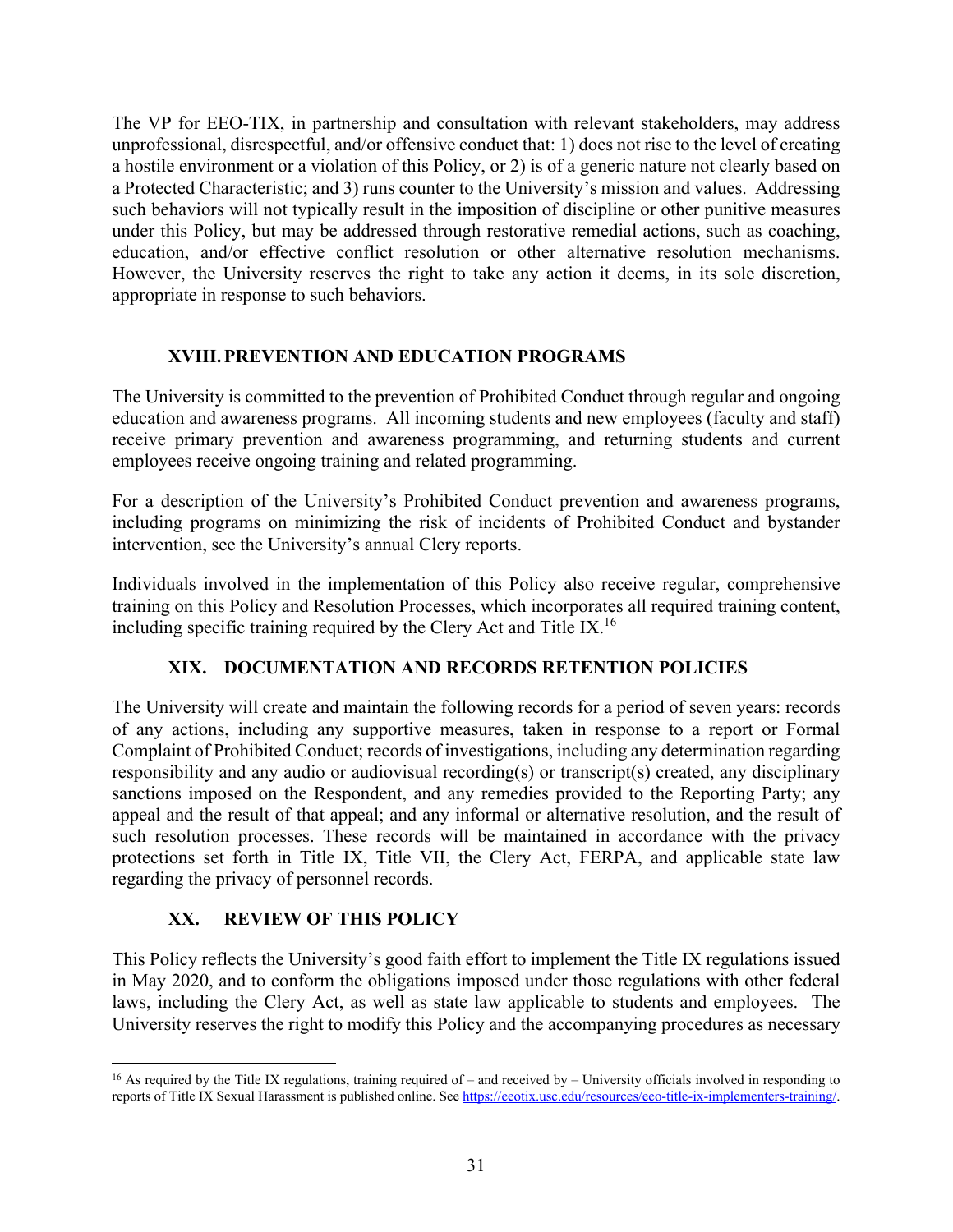The VP for EEO-TIX, in partnership and consultation with relevant stakeholders, may address unprofessional, disrespectful, and/or offensive conduct that: 1) does not rise to the level of creating a hostile environment or a violation of this Policy, or 2) is of a generic nature not clearly based on a Protected Characteristic; and 3) runs counter to the University's mission and values. Addressing such behaviors will not typically result in the imposition of discipline or other punitive measures under this Policy, but may be addressed through restorative remedial actions, such as coaching, education, and/or effective conflict resolution or other alternative resolution mechanisms. However, the University reserves the right to take any action it deems, in its sole discretion, appropriate in response to such behaviors.

## XVIII. PREVENTION AND EDUCATION PROGRAMS

The University is committed to the prevention of Prohibited Conduct through regular and ongoing education and awareness programs. All incoming students and new employees (faculty and staff) receive primary prevention and awareness programming, and returning students and current employees receive ongoing training and related programming.

For a description of the University's Prohibited Conduct prevention and awareness programs, including programs on minimizing the risk of incidents of Prohibited Conduct and bystander intervention, see the University's annual Clery reports.

Individuals involved in the implementation of this Policy also receive regular, comprehensive training on this Policy and Resolution Processes, which incorporates all required training content, including specific training required by the Clery Act and Title IX.[16]

## XIX. DOCUMENTATION AND RECORDS RETENTION POLICIES

The University will create and maintain the following records for a period of seven years: records of any actions, including any supportive measures, taken in response to a report or Formal Complaint of Prohibited Conduct; records of investigations, including any determination regarding responsibility and any audio or audiovisual recording(s) or transcript(s) created, any disciplinary sanctions imposed on the Respondent, and any remedies provided to the Reporting Party; any appeal and the result of that appeal; and any informal or alternative resolution, and the result of such resolution processes. These records will be maintained in accordance with the privacy protections set forth in Title IX, Title VII, the Clery Act, FERPA, and applicable state law regarding the privacy of personnel records.

## XX. REVIEW OF THIS POLICY

This Policy reflects the University's good faith effort to implement the Title IX regulations issued in May 2020, and to conform the obligations imposed under those regulations with other federal laws, including the Clery Act, as well as state law applicable to students and employees. The University reserves the right to modify this Policy and the accompanying procedures as necessary

---

[16] As required by the Title IX regulations, training required of – and received by – University officials involved in responding to reports of Title IX Sexual Harassment is published online. See https://eeotix.usc.edu/resources/eeo-title-ix-implementers-training/.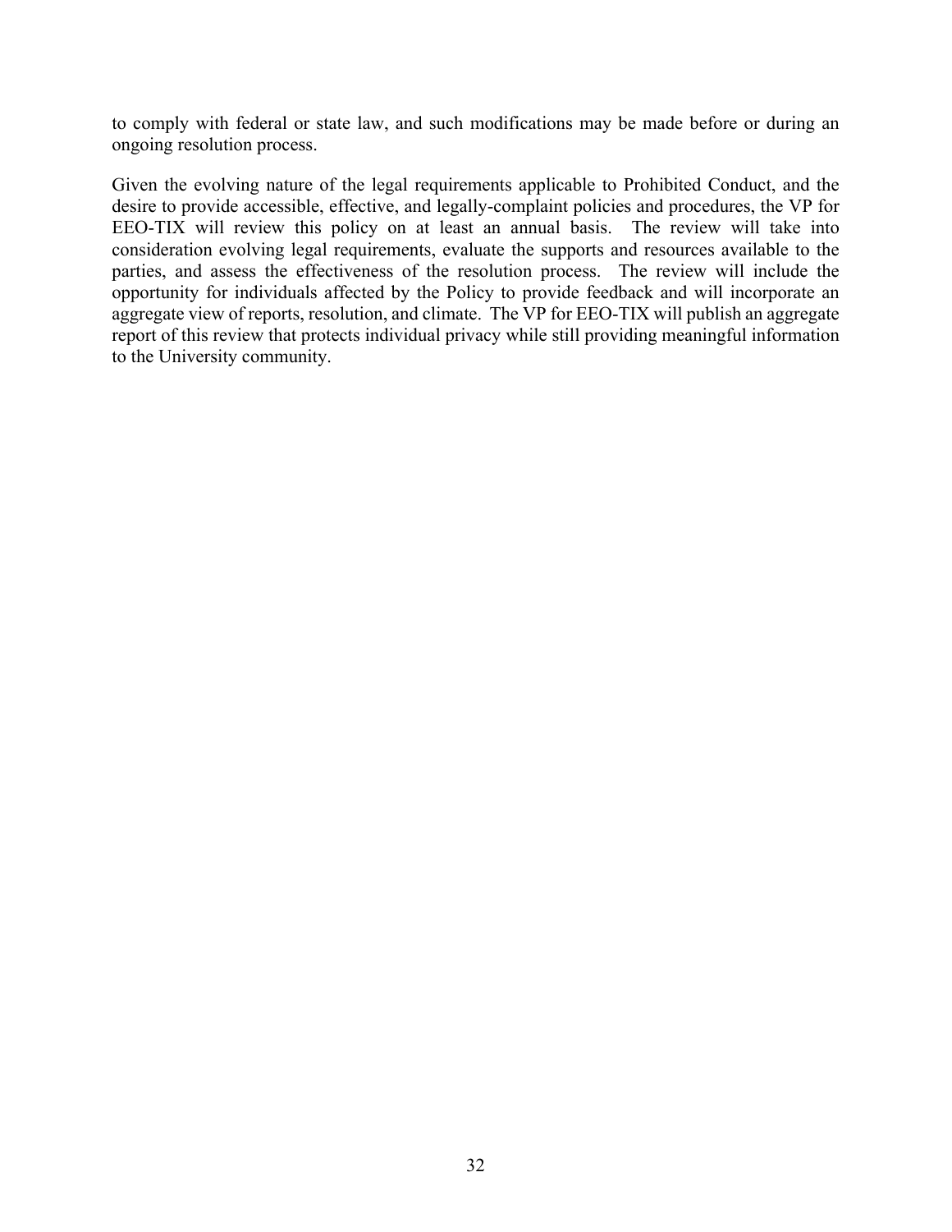to comply with federal or state law, and such modifications may be made before or during an ongoing resolution process.

Given the evolving nature of the legal requirements applicable to Prohibited Conduct, and the desire to provide accessible, effective, and legally-complaint policies and procedures, the VP for EEO-TIX will review this policy on at least an annual basis. The review will take into consideration evolving legal requirements, evaluate the supports and resources available to the parties, and assess the effectiveness of the resolution process. The review will include the opportunity for individuals affected by the Policy to provide feedback and will incorporate an aggregate view of reports, resolution, and climate. The VP for EEO-TIX will publish an aggregate report of this review that protects individual privacy while still providing meaningful information to the University community.